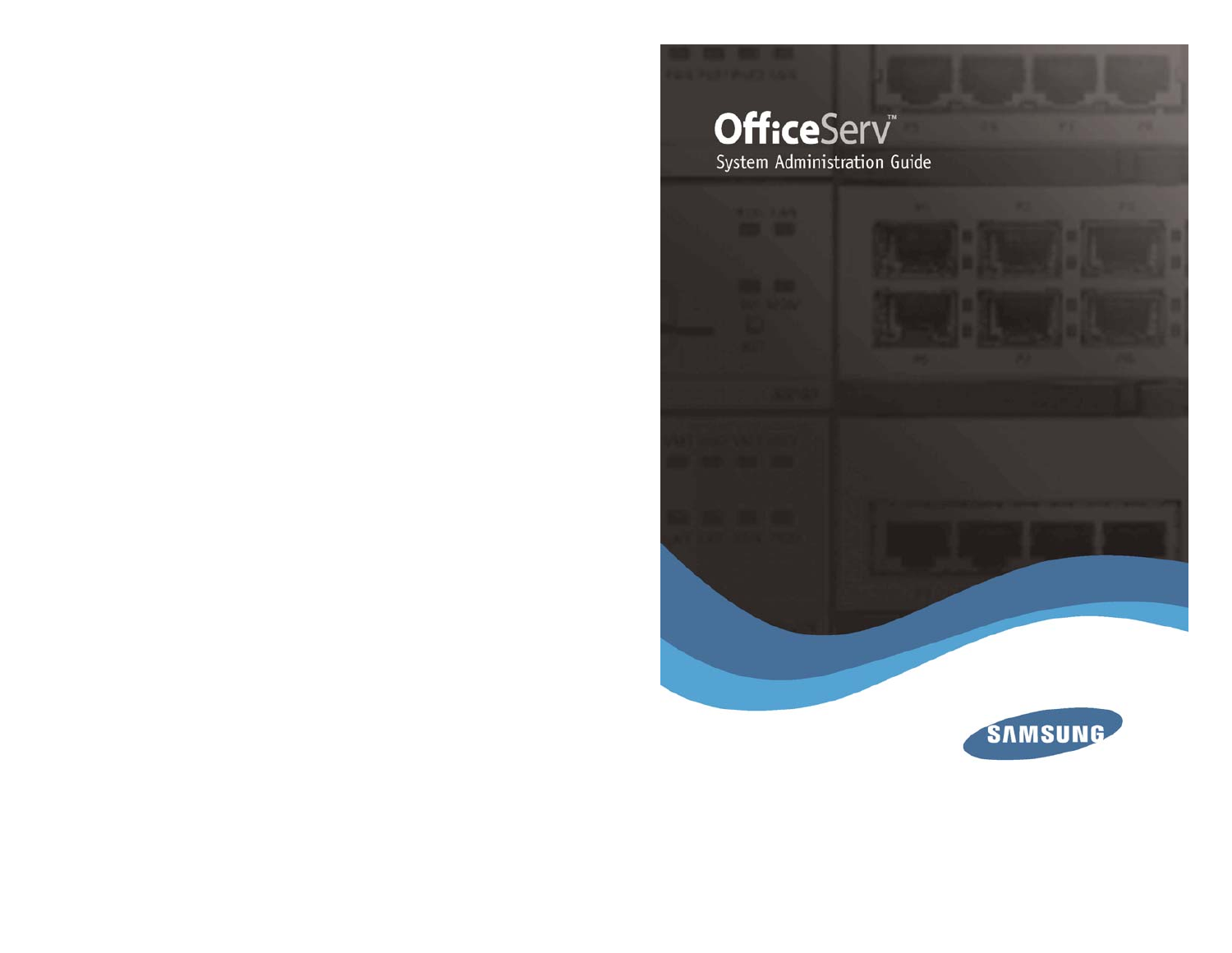# OfficeServ™

## System Administration Guide

SAMSUNG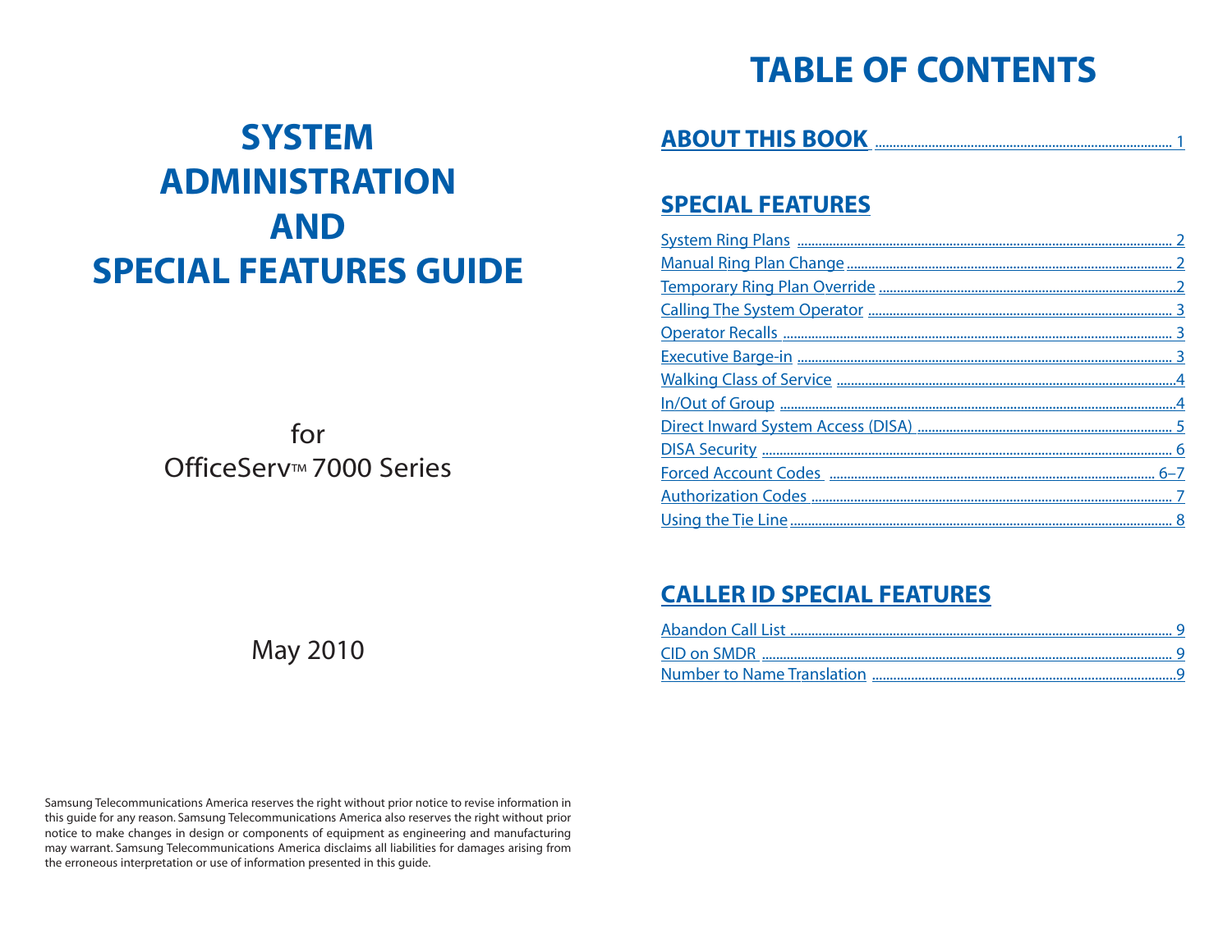# SYSTEM ADMINISTRATION AND SPECIAL FEATURES GUIDE

for

OfficeServ™ 7000 Series

May 2010

Samsung Telecommunications America reserves the right without prior notice to revise information in this guide for any reason. Samsung Telecommunications America also reserves the right without prior notice to make changes in design or components of equipment as engineering and manufacturing may warrant. Samsung Telecommunications America disclaims all liabilities for damages arising from the erroneous interpretation or use of information presented in this guide.

# TABLE OF CONTENTS

## ABOUT THIS BOOK ........ 1

## SPECIAL FEATURES

- System Ring Plans ........ 2
- Manual Ring Plan Change ........ 2
- Temporary Ring Plan Override ........ 2
- Calling The System Operator ........ 3
- Operator Recalls ........ 3
- Executive Barge-in ........ 3
- Walking Class of Service ........ 4
- In/Out of Group ........ 4
- Direct Inward System Access (DISA) ........ 5
- DISA Security ........ 6
- Forced Account Codes ........ 6–7
- Authorization Codes ........ 7
- Using the Tie Line ........ 8

## CALLER ID SPECIAL FEATURES

- Abandon Call List ........ 9
- CID on SMDR ........ 9
- Number to Name Translation ........ 9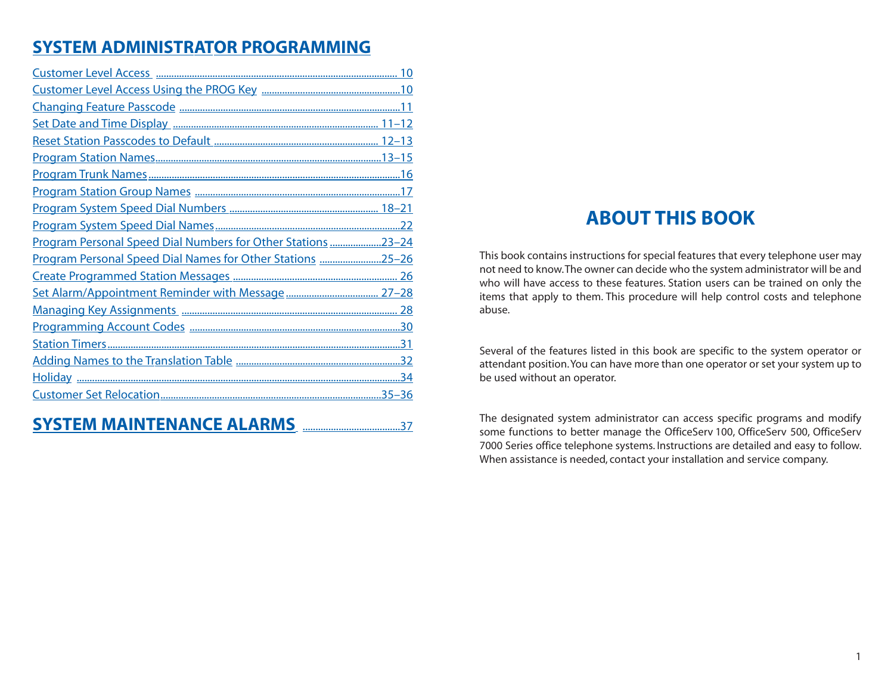## SYSTEM ADMINISTRATOR PROGRAMMING

- Customer Level Access ..... 10
- Customer Level Access Using the PROG Key ..... 10
- Changing Feature Passcode ..... 11
- Set Date and Time Display ..... 11–12
- Reset Station Passcodes to Default ..... 12–13
- Program Station Names ..... 13–15
- Program Trunk Names ..... 16
- Program Station Group Names ..... 17
- Program System Speed Dial Numbers ..... 18–21
- Program System Speed Dial Names ..... 22
- Program Personal Speed Dial Numbers for Other Stations ..... 23–24
- Program Personal Speed Dial Names for Other Stations ..... 25–26
- Create Programmed Station Messages ..... 26
- Set Alarm/Appointment Reminder with Message ..... 27–28
- Managing Key Assignments ..... 28
- Programming Account Codes ..... 30
- Station Timers ..... 31
- Adding Names to the Translation Table ..... 32
- Holiday ..... 34
- Customer Set Relocation ..... 35–36

## SYSTEM MAINTENANCE ALARMS ..... 37

# ABOUT THIS BOOK

This book contains instructions for special features that every telephone user may not need to know. The owner can decide who the system administrator will be and who will have access to these features. Station users can be trained on only the items that apply to them. This procedure will help control costs and telephone abuse.

Several of the features listed in this book are specific to the system operator or attendant position. You can have more than one operator or set your system up to be used without an operator.

The designated system administrator can access specific programs and modify some functions to better manage the OfficeServ 100, OfficeServ 500, OfficeServ 7000 Series office telephone systems. Instructions are detailed and easy to follow. When assistance is needed, contact your installation and service company.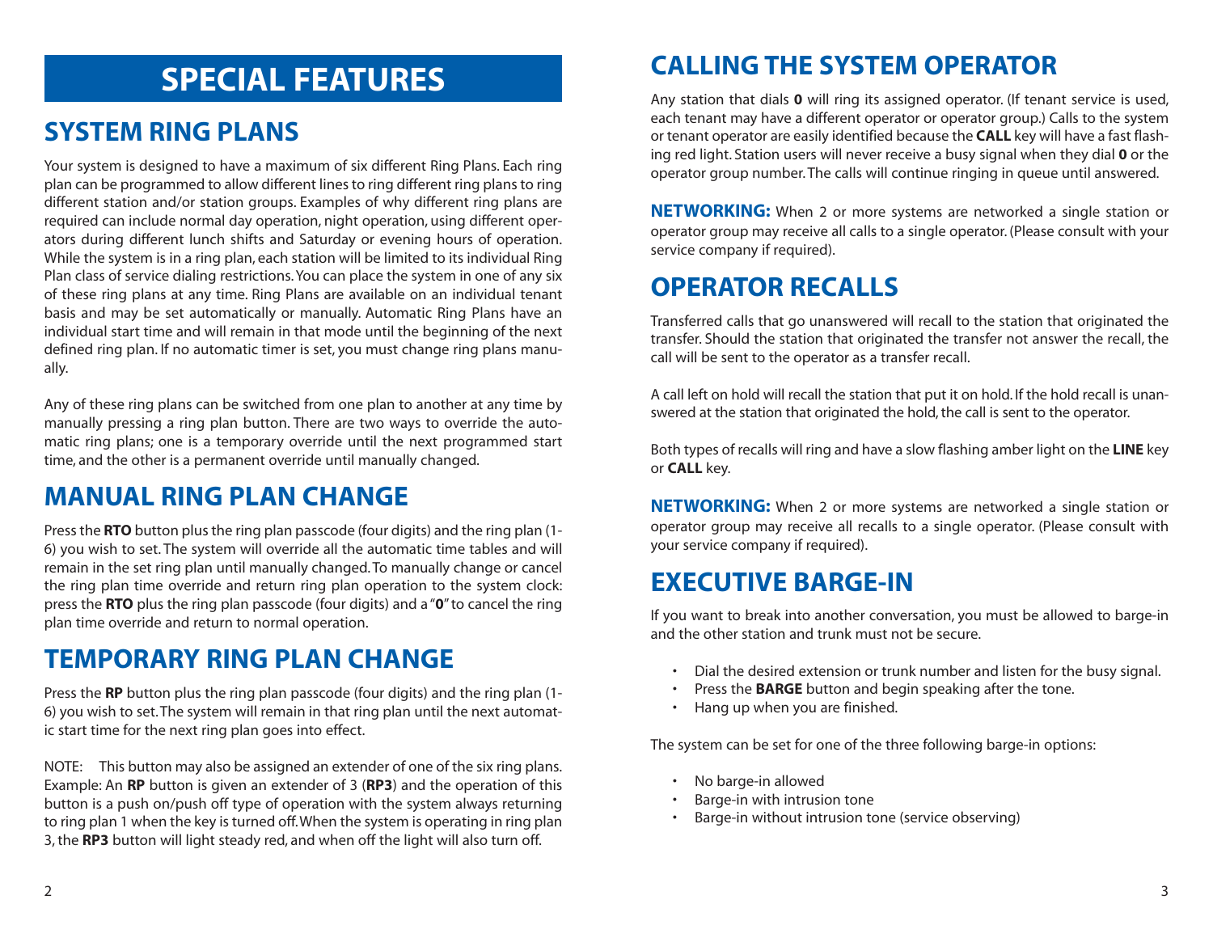# SPECIAL FEATURES

## SYSTEM RING PLANS

Your system is designed to have a maximum of six different Ring Plans. Each ring plan can be programmed to allow different lines to ring different ring plans to ring different station and/or station groups. Examples of why different ring plans are required can include normal day operation, night operation, using different operators during different lunch shifts and Saturday or evening hours of operation. While the system is in a ring plan, each station will be limited to its individual Ring Plan class of service dialing restrictions. You can place the system in one of any six of these ring plans at any time. Ring Plans are available on an individual tenant basis and may be set automatically or manually. Automatic Ring Plans have an individual start time and will remain in that mode until the beginning of the next defined ring plan. If no automatic timer is set, you must change ring plans manually.

Any of these ring plans can be switched from one plan to another at any time by manually pressing a ring plan button. There are two ways to override the automatic ring plans; one is a temporary override until the next programmed start time, and the other is a permanent override until manually changed.

## MANUAL RING PLAN CHANGE

Press the **RTO** button plus the ring plan passcode (four digits) and the ring plan (1-6) you wish to set. The system will override all the automatic time tables and will remain in the set ring plan until manually changed. To manually change or cancel the ring plan time override and return ring plan operation to the system clock: press the **RTO** plus the ring plan passcode (four digits) and a "**0**" to cancel the ring plan time override and return to normal operation.

## TEMPORARY RING PLAN CHANGE

Press the **RP** button plus the ring plan passcode (four digits) and the ring plan (1-6) you wish to set. The system will remain in that ring plan until the next automatic start time for the next ring plan goes into effect.

NOTE: This button may also be assigned an extender of one of the six ring plans. Example: An **RP** button is given an extender of 3 (**RP3**) and the operation of this button is a push on/push off type of operation with the system always returning to ring plan 1 when the key is turned off. When the system is operating in ring plan 3, the **RP3** button will light steady red, and when off the light will also turn off.

## CALLING THE SYSTEM OPERATOR

Any station that dials **0** will ring its assigned operator. (If tenant service is used, each tenant may have a different operator or operator group.) Calls to the system or tenant operator are easily identified because the **CALL** key will have a fast flashing red light. Station users will never receive a busy signal when they dial **0** or the operator group number. The calls will continue ringing in queue until answered.

**NETWORKING:** When 2 or more systems are networked a single station or operator group may receive all calls to a single operator. (Please consult with your service company if required).

## OPERATOR RECALLS

Transferred calls that go unanswered will recall to the station that originated the transfer. Should the station that originated the transfer not answer the recall, the call will be sent to the operator as a transfer recall.

A call left on hold will recall the station that put it on hold. If the hold recall is unanswered at the station that originated the hold, the call is sent to the operator.

Both types of recalls will ring and have a slow flashing amber light on the **LINE** key or **CALL** key.

**NETWORKING:** When 2 or more systems are networked a single station or operator group may receive all recalls to a single operator. (Please consult with your service company if required).

## EXECUTIVE BARGE-IN

If you want to break into another conversation, you must be allowed to barge-in and the other station and trunk must not be secure.

- Dial the desired extension or trunk number and listen for the busy signal.
- Press the **BARGE** button and begin speaking after the tone.
- Hang up when you are finished.

The system can be set for one of the three following barge-in options:

- No barge-in allowed
- Barge-in with intrusion tone
- Barge-in without intrusion tone (service observing)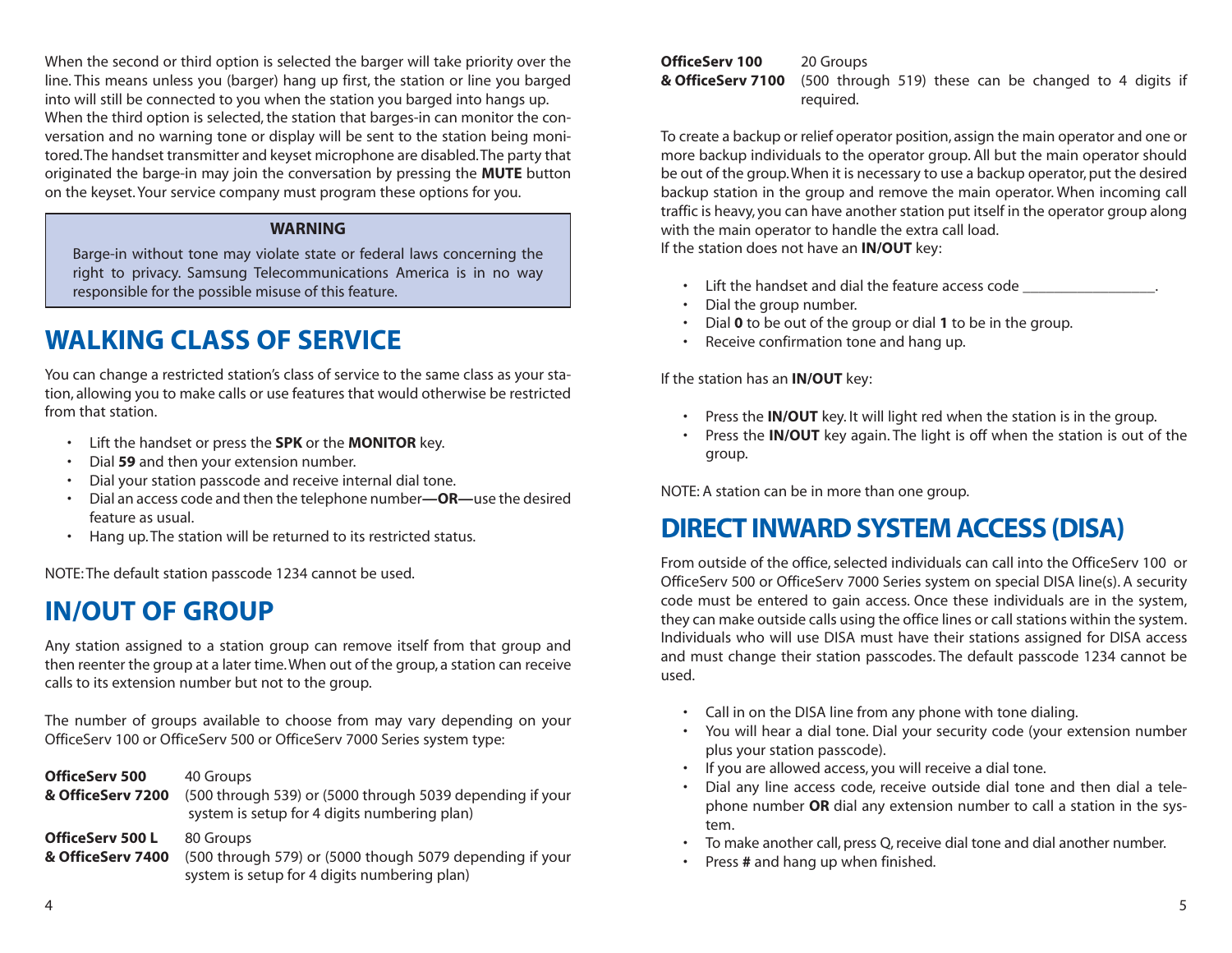When the second or third option is selected the barger will take priority over the line. This means unless you (barger) hang up first, the station or line you barged into will still be connected to you when the station you barged into hangs up. When the third option is selected, the station that barges-in can monitor the conversation and no warning tone or display will be sent to the station being monitored. The handset transmitter and keyset microphone are disabled. The party that originated the barge-in may join the conversation by pressing the **MUTE** button on the keyset. Your service company must program these options for you.

> **WARNING**
>
> Barge-in without tone may violate state or federal laws concerning the right to privacy. Samsung Telecommunications America is in no way responsible for the possible misuse of this feature.

## WALKING CLASS OF SERVICE

You can change a restricted station's class of service to the same class as your station, allowing you to make calls or use features that would otherwise be restricted from that station.

- Lift the handset or press the **SPK** or the **MONITOR** key.
- Dial **59** and then your extension number.
- Dial your station passcode and receive internal dial tone.
- Dial an access code and then the telephone number**—OR—**use the desired feature as usual.
- Hang up. The station will be returned to its restricted status.

NOTE: The default station passcode 1234 cannot be used.

## IN/OUT OF GROUP

Any station assigned to a station group can remove itself from that group and then reenter the group at a later time. When out of the group, a station can receive calls to its extension number but not to the group.

The number of groups available to choose from may vary depending on your OfficeServ 100 or OfficeServ 500 or OfficeServ 7000 Series system type:

| System | Groups |
|---|---|
| **OfficeServ 500 & OfficeServ 7200** | 40 Groups (500 through 539) or (5000 through 5039 depending if your system is setup for 4 digits numbering plan) |
| **OfficeServ 500 L & OfficeServ 7400** | 80 Groups (500 through 579) or (5000 though 5079 depending if your system is setup for 4 digits numbering plan) |
| **OfficeServ 100 & OfficeServ 7100** | 20 Groups (500 through 519) these can be changed to 4 digits if required. |

To create a backup or relief operator position, assign the main operator and one or more backup individuals to the operator group. All but the main operator should be out of the group. When it is necessary to use a backup operator, put the desired backup station in the group and remove the main operator. When incoming call traffic is heavy, you can have another station put itself in the operator group along with the main operator to handle the extra call load.

If the station does not have an **IN/OUT** key:

- Lift the handset and dial the feature access code _________________.
- Dial the group number.
- Dial **0** to be out of the group or dial **1** to be in the group.
- Receive confirmation tone and hang up.

If the station has an **IN/OUT** key:

- Press the **IN/OUT** key. It will light red when the station is in the group.
- Press the **IN/OUT** key again. The light is off when the station is out of the group.

NOTE: A station can be in more than one group.

## DIRECT INWARD SYSTEM ACCESS (DISA)

From outside of the office, selected individuals can call into the OfficeServ 100 or OfficeServ 500 or OfficeServ 7000 Series system on special DISA line(s). A security code must be entered to gain access. Once these individuals are in the system, they can make outside calls using the office lines or call stations within the system. Individuals who will use DISA must have their stations assigned for DISA access and must change their station passcodes. The default passcode 1234 cannot be used.

- Call in on the DISA line from any phone with tone dialing.
- You will hear a dial tone. Dial your security code (your extension number plus your station passcode).
- If you are allowed access, you will receive a dial tone.
- Dial any line access code, receive outside dial tone and then dial a telephone number **OR** dial any extension number to call a station in the system.
- To make another call, press Q, receive dial tone and dial another number.
- Press **#** and hang up when finished.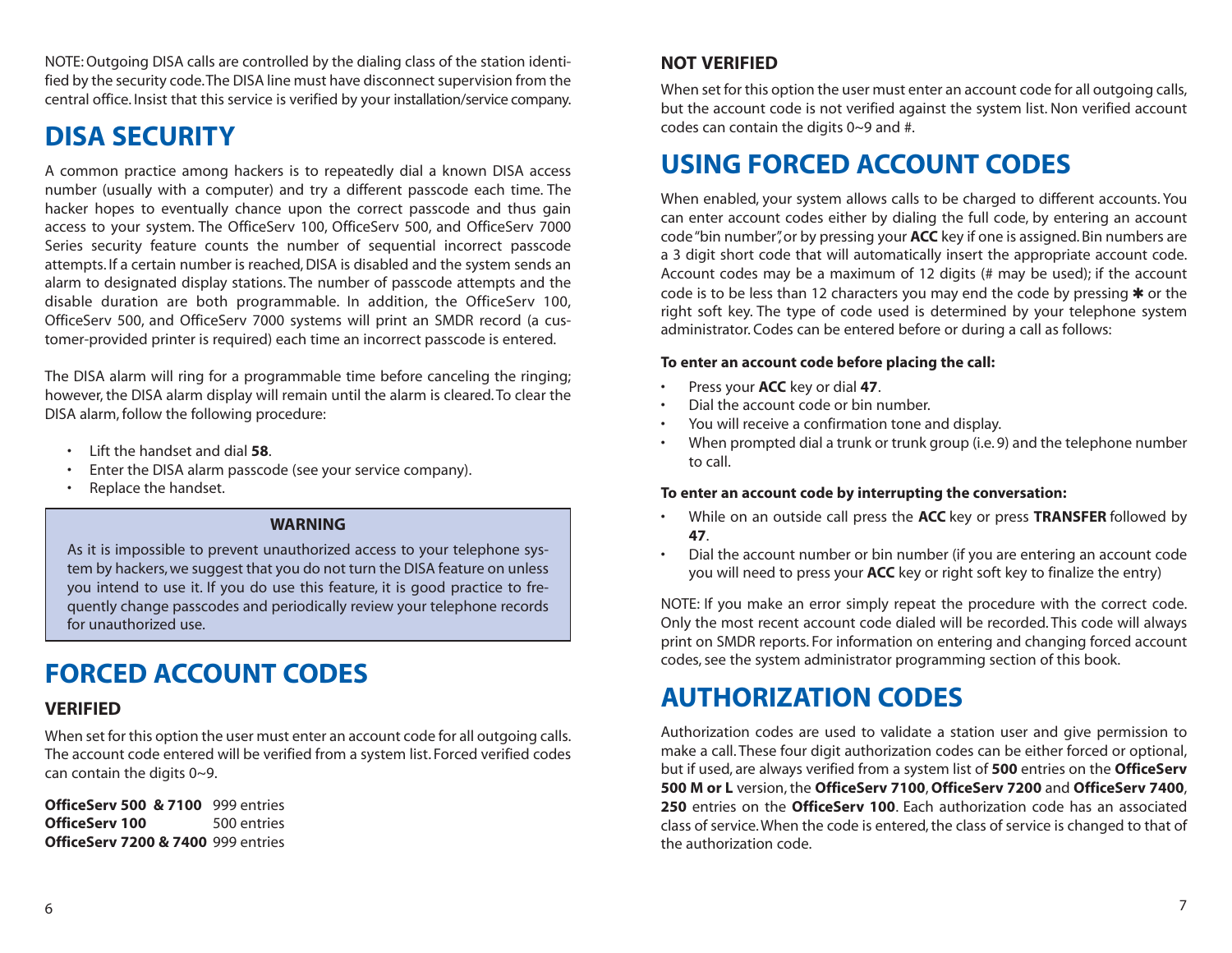NOTE: Outgoing DISA calls are controlled by the dialing class of the station identified by the security code. The DISA line must have disconnect supervision from the central office. Insist that this service is verified by your installation/service company.

# DISA SECURITY

A common practice among hackers is to repeatedly dial a known DISA access number (usually with a computer) and try a different passcode each time. The hacker hopes to eventually chance upon the correct passcode and thus gain access to your system. The OfficeServ 100, OfficeServ 500, and OfficeServ 7000 Series security feature counts the number of sequential incorrect passcode attempts. If a certain number is reached, DISA is disabled and the system sends an alarm to designated display stations. The number of passcode attempts and the disable duration are both programmable. In addition, the OfficeServ 100, OfficeServ 500, and OfficeServ 7000 systems will print an SMDR record (a customer-provided printer is required) each time an incorrect passcode is entered.

The DISA alarm will ring for a programmable time before canceling the ringing; however, the DISA alarm display will remain until the alarm is cleared. To clear the DISA alarm, follow the following procedure:

- Lift the handset and dial **58**.
- Enter the DISA alarm passcode (see your service company).
- Replace the handset.

**WARNING**

As it is impossible to prevent unauthorized access to your telephone system by hackers, we suggest that you do not turn the DISA feature on unless you intend to use it. If you do use this feature, it is good practice to frequently change passcodes and periodically review your telephone records for unauthorized use.

# FORCED ACCOUNT CODES

## VERIFIED

When set for this option the user must enter an account code for all outgoing calls. The account code entered will be verified from a system list. Forced verified codes can contain the digits 0~9.

| | |
|---|---|
| **OfficeServ 500 & 7100** | 999 entries |
| **OfficeServ 100** | 500 entries |
| **OfficeServ 7200 & 7400** | 999 entries |

## NOT VERIFIED

When set for this option the user must enter an account code for all outgoing calls, but the account code is not verified against the system list. Non verified account codes can contain the digits 0~9 and #.

# USING FORCED ACCOUNT CODES

When enabled, your system allows calls to be charged to different accounts. You can enter account codes either by dialing the full code, by entering an account code "bin number", or by pressing your **ACC** key if one is assigned. Bin numbers are a 3 digit short code that will automatically insert the appropriate account code. Account codes may be a maximum of 12 digits (# may be used); if the account code is to be less than 12 characters you may end the code by pressing ✱ or the right soft key. The type of code used is determined by your telephone system administrator. Codes can be entered before or during a call as follows:

**To enter an account code before placing the call:**

- Press your **ACC** key or dial **47**.
- Dial the account code or bin number.
- You will receive a confirmation tone and display.
- When prompted dial a trunk or trunk group (i.e. 9) and the telephone number to call.

**To enter an account code by interrupting the conversation:**

- While on an outside call press the **ACC** key or press **TRANSFER** followed by **47**.
- Dial the account number or bin number (if you are entering an account code you will need to press your **ACC** key or right soft key to finalize the entry)

NOTE: If you make an error simply repeat the procedure with the correct code. Only the most recent account code dialed will be recorded. This code will always print on SMDR reports. For information on entering and changing forced account codes, see the system administrator programming section of this book.

# AUTHORIZATION CODES

Authorization codes are used to validate a station user and give permission to make a call. These four digit authorization codes can be either forced or optional, but if used, are always verified from a system list of **500** entries on the **OfficeServ 500 M or L** version, the **OfficeServ 7100**, **OfficeServ 7200** and **OfficeServ 7400**, **250** entries on the **OfficeServ 100**. Each authorization code has an associated class of service. When the code is entered, the class of service is changed to that of the authorization code.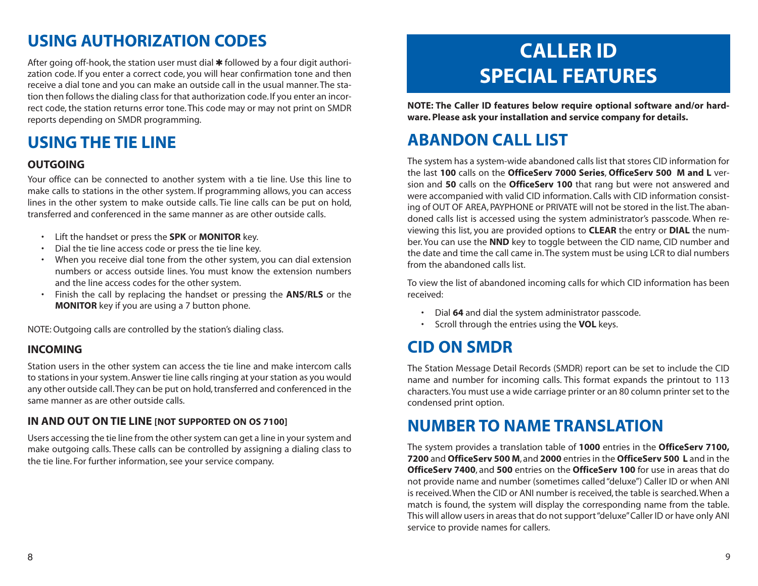# USING AUTHORIZATION CODES

After going off-hook, the station user must dial ✱ followed by a four digit authorization code. If you enter a correct code, you will hear confirmation tone and then receive a dial tone and you can make an outside call in the usual manner. The station then follows the dialing class for that authorization code. If you enter an incorrect code, the station returns error tone. This code may or may not print on SMDR reports depending on SMDR programming.

# USING THE TIE LINE

### OUTGOING

Your office can be connected to another system with a tie line. Use this line to make calls to stations in the other system. If programming allows, you can access lines in the other system to make outside calls. Tie line calls can be put on hold, transferred and conferenced in the same manner as are other outside calls.

- Lift the handset or press the **SPK** or **MONITOR** key.
- Dial the tie line access code or press the tie line key.
- When you receive dial tone from the other system, you can dial extension numbers or access outside lines. You must know the extension numbers and the line access codes for the other system.
- Finish the call by replacing the handset or pressing the **ANS/RLS** or the **MONITOR** key if you are using a 7 button phone.

NOTE: Outgoing calls are controlled by the station's dialing class.

### INCOMING

Station users in the other system can access the tie line and make intercom calls to stations in your system. Answer tie line calls ringing at your station as you would any other outside call. They can be put on hold, transferred and conferenced in the same manner as are other outside calls.

### IN AND OUT ON TIE LINE [NOT SUPPORTED ON OS 7100]

Users accessing the tie line from the other system can get a line in your system and make outgoing calls. These calls can be controlled by assigning a dialing class to the tie line. For further information, see your service company.

# CALLER ID SPECIAL FEATURES

**NOTE: The Caller ID features below require optional software and/or hardware. Please ask your installation and service company for details.**

# ABANDON CALL LIST

The system has a system-wide abandoned calls list that stores CID information for the last **100** calls on the **OfficeServ 7000 Series**, **OfficeServ 500 M and L** version and **50** calls on the **OfficeServ 100** that rang but were not answered and were accompanied with valid CID information. Calls with CID information consisting of OUT OF AREA, PAYPHONE or PRIVATE will not be stored in the list. The abandoned calls list is accessed using the system administrator's passcode. When reviewing this list, you are provided options to **CLEAR** the entry or **DIAL** the number. You can use the **NND** key to toggle between the CID name, CID number and the date and time the call came in. The system must be using LCR to dial numbers from the abandoned calls list.

To view the list of abandoned incoming calls for which CID information has been received:

- Dial **64** and dial the system administrator passcode.
- Scroll through the entries using the **VOL** keys.

# CID ON SMDR

The Station Message Detail Records (SMDR) report can be set to include the CID name and number for incoming calls. This format expands the printout to 113 characters. You must use a wide carriage printer or an 80 column printer set to the condensed print option.

# NUMBER TO NAME TRANSLATION

The system provides a translation table of **1000** entries in the **OfficeServ 7100, 7200** and **OfficeServ 500 M**, and **2000** entries in the **OfficeServ 500 L** and in the **OfficeServ 7400**, and **500** entries on the **OfficeServ 100** for use in areas that do not provide name and number (sometimes called "deluxe") Caller ID or when ANI is received. When the CID or ANI number is received, the table is searched. When a match is found, the system will display the corresponding name from the table. This will allow users in areas that do not support "deluxe" Caller ID or have only ANI service to provide names for callers.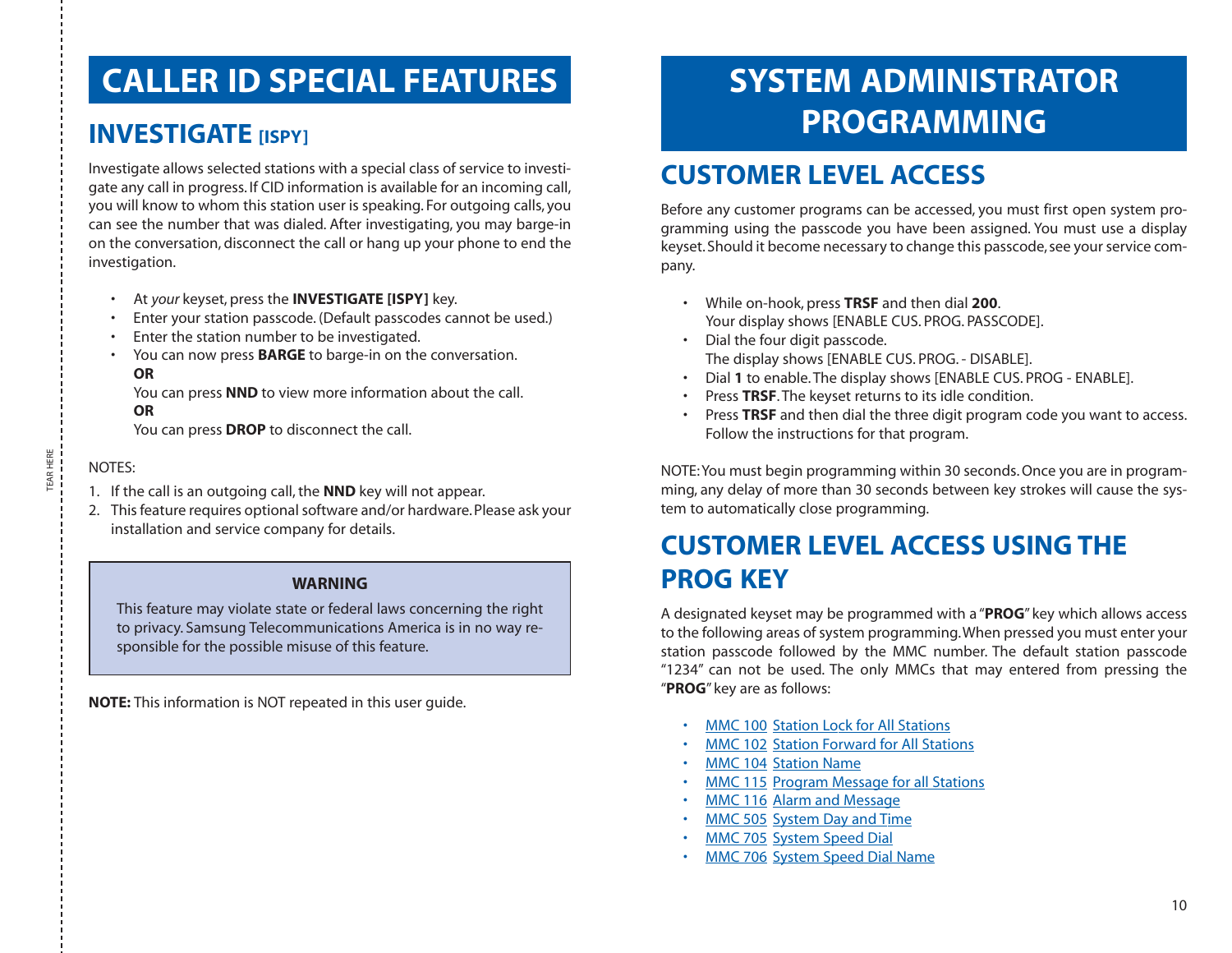# CALLER ID SPECIAL FEATURES

## INVESTIGATE [ISPY]

Investigate allows selected stations with a special class of service to investigate any call in progress. If CID information is available for an incoming call, you will know to whom this station user is speaking. For outgoing calls, you can see the number that was dialed. After investigating, you may barge-in on the conversation, disconnect the call or hang up your phone to end the investigation.

- At *your* keyset, press the **INVESTIGATE [ISPY]** key.
- Enter your station passcode. (Default passcodes cannot be used.)
- Enter the station number to be investigated.
- You can now press **BARGE** to barge-in on the conversation.
  **OR**
  You can press **NND** to view more information about the call.
  **OR**
  You can press **DROP** to disconnect the call.

NOTES:

1. If the call is an outgoing call, the **NND** key will not appear.
2. This feature requires optional software and/or hardware. Please ask your installation and service company for details.

> **WARNING**
>
> This feature may violate state or federal laws concerning the right to privacy. Samsung Telecommunications America is in no way responsible for the possible misuse of this feature.

**NOTE:** This information is NOT repeated in this user guide.

# SYSTEM ADMINISTRATOR PROGRAMMING

## CUSTOMER LEVEL ACCESS

Before any customer programs can be accessed, you must first open system programming using the passcode you have been assigned. You must use a display keyset. Should it become necessary to change this passcode, see your service company.

- While on-hook, press **TRSF** and then dial **200**.
  Your display shows [ENABLE CUS. PROG. PASSCODE].
- Dial the four digit passcode.
  The display shows [ENABLE CUS. PROG. - DISABLE].
- Dial **1** to enable. The display shows [ENABLE CUS. PROG - ENABLE].
- Press **TRSF**. The keyset returns to its idle condition.
- Press **TRSF** and then dial the three digit program code you want to access. Follow the instructions for that program.

NOTE: You must begin programming within 30 seconds. Once you are in programming, any delay of more than 30 seconds between key strokes will cause the system to automatically close programming.

## CUSTOMER LEVEL ACCESS USING THE PROG KEY

A designated keyset may be programmed with a "**PROG**" key which allows access to the following areas of system programming. When pressed you must enter your station passcode followed by the MMC number. The default station passcode "1234" can not be used. The only MMCs that may entered from pressing the "**PROG**" key are as follows:

- MMC 100 Station Lock for All Stations
- MMC 102 Station Forward for All Stations
- MMC 104 Station Name
- MMC 115 Program Message for all Stations
- MMC 116 Alarm and Message
- MMC 505 System Day and Time
- MMC 705 System Speed Dial
- MMC 706 System Speed Dial Name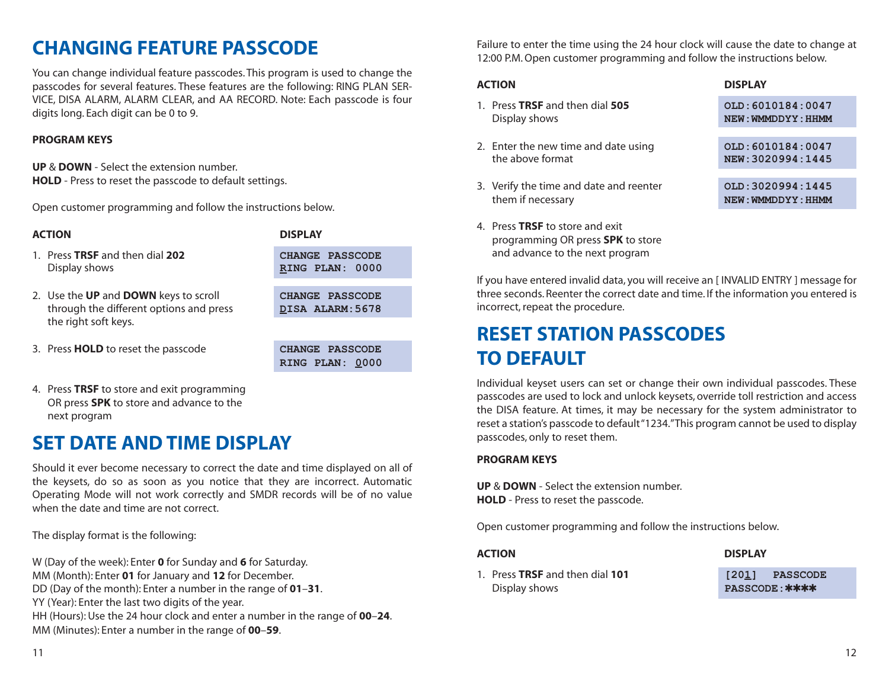## CHANGING FEATURE PASSCODE

You can change individual feature passcodes. This program is used to change the passcodes for several features. These features are the following: RING PLAN SERVICE, DISA ALARM, ALARM CLEAR, and AA RECORD. Note: Each passcode is four digits long. Each digit can be 0 to 9.

**PROGRAM KEYS**

**UP** & **DOWN** - Select the extension number.
**HOLD** - Press to reset the passcode to default settings.

Open customer programming and follow the instructions below.

| ACTION | DISPLAY |
|---|---|
| 1. Press **TRSF** and then dial **202** Display shows | CHANGE PASSCODE<br>RING PLAN: 0000 |
| 2. Use the **UP** and **DOWN** keys to scroll through the different options and press the right soft keys. | CHANGE PASSCODE<br>DISA ALARM:5678 |
| 3. Press **HOLD** to reset the passcode | CHANGE PASSCODE<br>RING PLAN: 0000 |
| 4. Press **TRSF** to store and exit programming OR press **SPK** to store and advance to the next program | |

## SET DATE AND TIME DISPLAY

Should it ever become necessary to correct the date and time displayed on all of the keysets, do so as soon as you notice that they are incorrect. Automatic Operating Mode will not work correctly and SMDR records will be of no value when the date and time are not correct.

The display format is the following:

W (Day of the week): Enter **0** for Sunday and **6** for Saturday.
MM (Month): Enter **01** for January and **12** for December.
DD (Day of the month): Enter a number in the range of **01**–**31**.
YY (Year): Enter the last two digits of the year.
HH (Hours): Use the 24 hour clock and enter a number in the range of **00**–**24**.
MM (Minutes): Enter a number in the range of **00**–**59**.

Failure to enter the time using the 24 hour clock will cause the date to change at 12:00 P.M. Open customer programming and follow the instructions below.

| ACTION | DISPLAY |
|---|---|
| 1. Press **TRSF** and then dial **505** Display shows | OLD:6010184:0047<br>NEW:WMMDDYY:HHMM |
| 2. Enter the new time and date using the above format | OLD:6010184:0047<br>NEW:3020994:1445 |
| 3. Verify the time and date and reenter them if necessary | OLD:3020994:1445<br>NEW:WMMDDYY:HHMM |
| 4. Press **TRSF** to store and exit programming OR press **SPK** to store and advance to the next program | |

If you have entered invalid data, you will receive an [ INVALID ENTRY ] message for three seconds. Reenter the correct date and time. If the information you entered is incorrect, repeat the procedure.

## RESET STATION PASSCODES TO DEFAULT

Individual keyset users can set or change their own individual passcodes. These passcodes are used to lock and unlock keysets, override toll restriction and access the DISA feature. At times, it may be necessary for the system administrator to reset a station's passcode to default "1234." This program cannot be used to display passcodes, only to reset them.

**PROGRAM KEYS**

**UP** & **DOWN** - Select the extension number.
**HOLD** - Press to reset the passcode.

Open customer programming and follow the instructions below.

| ACTION | DISPLAY |
|---|---|
| 1. Press **TRSF** and then dial **101** Display shows | [201] PASSCODE<br>PASSCODE:**** |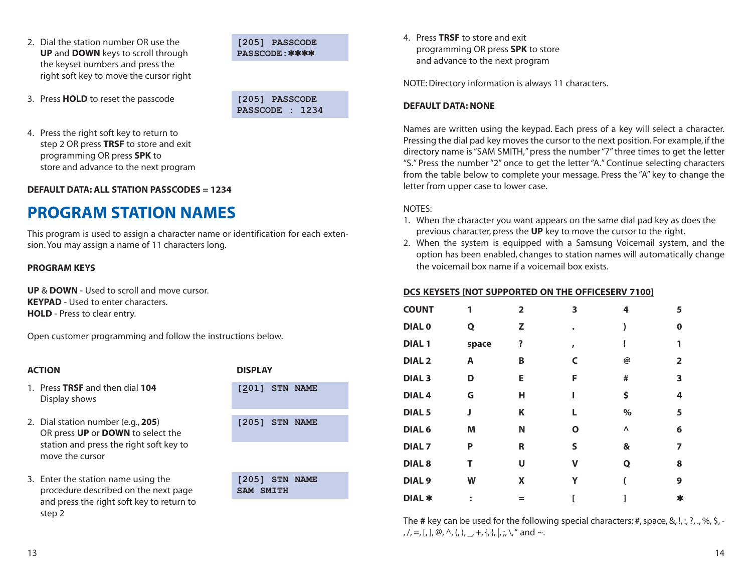2. Dial the station number OR use the **UP** and **DOWN** keys to scroll through the keyset numbers and press the right soft key to move the cursor right

```
[205] PASSCODE
PASSCODE:****
```

3. Press **HOLD** to reset the passcode

```
[205] PASSCODE
PASSCODE : 1234
```

4. Press the right soft key to return to step 2 OR press **TRSF** to store and exit programming OR press **SPK** to store and advance to the next program

**DEFAULT DATA: ALL STATION PASSCODES = 1234**

# PROGRAM STATION NAMES

This program is used to assign a character name or identification for each extension. You may assign a name of 11 characters long.

**PROGRAM KEYS**

**UP** & **DOWN** - Used to scroll and move cursor.
**KEYPAD** - Used to enter characters.
**HOLD** - Press to clear entry.

Open customer programming and follow the instructions below.

| ACTION | DISPLAY |
|---|---|
| 1. Press **TRSF** and then dial **104** Display shows | [201] STN NAME |
| 2. Dial station number (e.g., **205**) OR press **UP** or **DOWN** to select the station and press the right soft key to move the cursor | [205] STN NAME |
| 3. Enter the station name using the procedure described on the next page and press the right soft key to return to step 2 | [205] STN NAME<br>SAM SMITH |
| 4. Press **TRSF** to store and exit programming OR press **SPK** to store and advance to the next program | |

NOTE: Directory information is always 11 characters.

**DEFAULT DATA: NONE**

Names are written using the keypad. Each press of a key will select a character. Pressing the dial pad key moves the cursor to the next position. For example, if the directory name is "SAM SMITH," press the number "7" three times to get the letter "S." Press the number "2" once to get the letter "A." Continue selecting characters from the table below to complete your message. Press the "A" key to change the letter from upper case to lower case.

NOTES:

1. When the character you want appears on the same dial pad key as does the previous character, press the **UP** key to move the cursor to the right.
2. When the system is equipped with a Samsung Voicemail system, and the option has been enabled, changes to station names will automatically change the voicemail box name if a voicemail box exists.

**DCS KEYSETS [NOT SUPPORTED ON THE OFFICESERV 7100]**

| COUNT | 1 | 2 | 3 | 4 | 5 |
|---|---|---|---|---|---|
| DIAL 0 | Q | Z | . | ) | 0 |
| DIAL 1 | space | ? | , | ! | 1 |
| DIAL 2 | A | B | C | @ | 2 |
| DIAL 3 | D | E | F | # | 3 |
| DIAL 4 | G | H | I | $ | 4 |
| DIAL 5 | J | K | L | % | 5 |
| DIAL 6 | M | N | O | ^ | 6 |
| DIAL 7 | P | R | S | & | 7 |
| DIAL 8 | T | U | V | Q | 8 |
| DIAL 9 | W | X | Y | ( | 9 |
| DIAL * | : | = | [ | ] | * |

The **#** key can be used for the following special characters: #, space, &, !, :, ?, ., %, $, -, /, =, [, ], @, ^, (, ), _, +, {, }, |, ;, \, " and ~.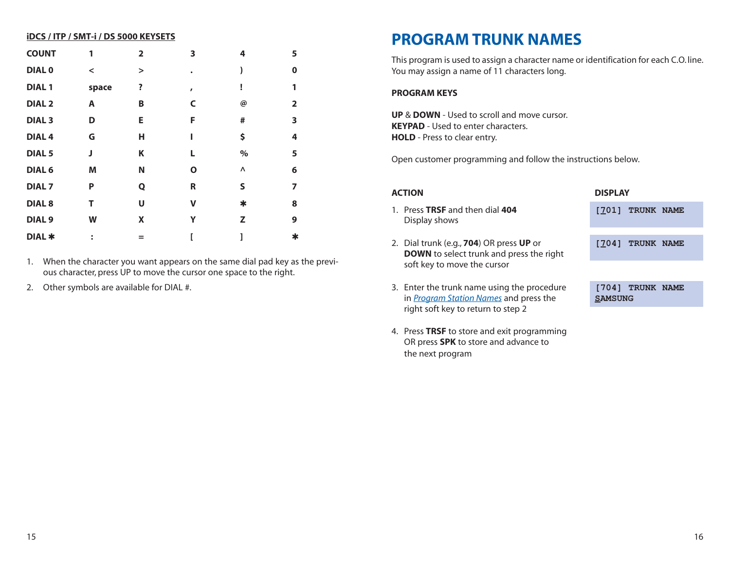**iDCS / ITP / SMT-i / DS 5000 KEYSETS**

| COUNT | 1 | 2 | 3 | 4 | 5 |
|---|---|---|---|---|---|
| DIAL 0 | < | > | . | ) | 0 |
| DIAL 1 | space | ? | , | ! | 1 |
| DIAL 2 | A | B | C | @ | 2 |
| DIAL 3 | D | E | F | # | 3 |
| DIAL 4 | G | H | I | $ | 4 |
| DIAL 5 | J | K | L | % | 5 |
| DIAL 6 | M | N | O | ^ | 6 |
| DIAL 7 | P | Q | R | S | 7 |
| DIAL 8 | T | U | V | * | 8 |
| DIAL 9 | W | X | Y | Z | 9 |
| DIAL * | : | = | [ | ] | * |

1. When the character you want appears on the same dial pad key as the previous character, press UP to move the cursor one space to the right.
2. Other symbols are available for DIAL #.

# PROGRAM TRUNK NAMES

This program is used to assign a character name or identification for each C.O. line. You may assign a name of 11 characters long.

**PROGRAM KEYS**

**UP** & **DOWN** - Used to scroll and move cursor.
**KEYPAD** - Used to enter characters.
**HOLD** - Press to clear entry.

Open customer programming and follow the instructions below.

| ACTION | DISPLAY |
|---|---|
| 1. Press **TRSF** and then dial **404** Display shows | `[701] TRUNK NAME` |
| 2. Dial trunk (e.g., **704**) OR press **UP** or **DOWN** to select trunk and press the right soft key to move the cursor | `[704] TRUNK NAME` |
| 3. Enter the trunk name using the procedure in *Program Station Names* and press the right soft key to return to step 2 | `[704] TRUNK NAME` `SAMSUNG` |
| 4. Press **TRSF** to store and exit programming OR press **SPK** to store and advance to the next program | |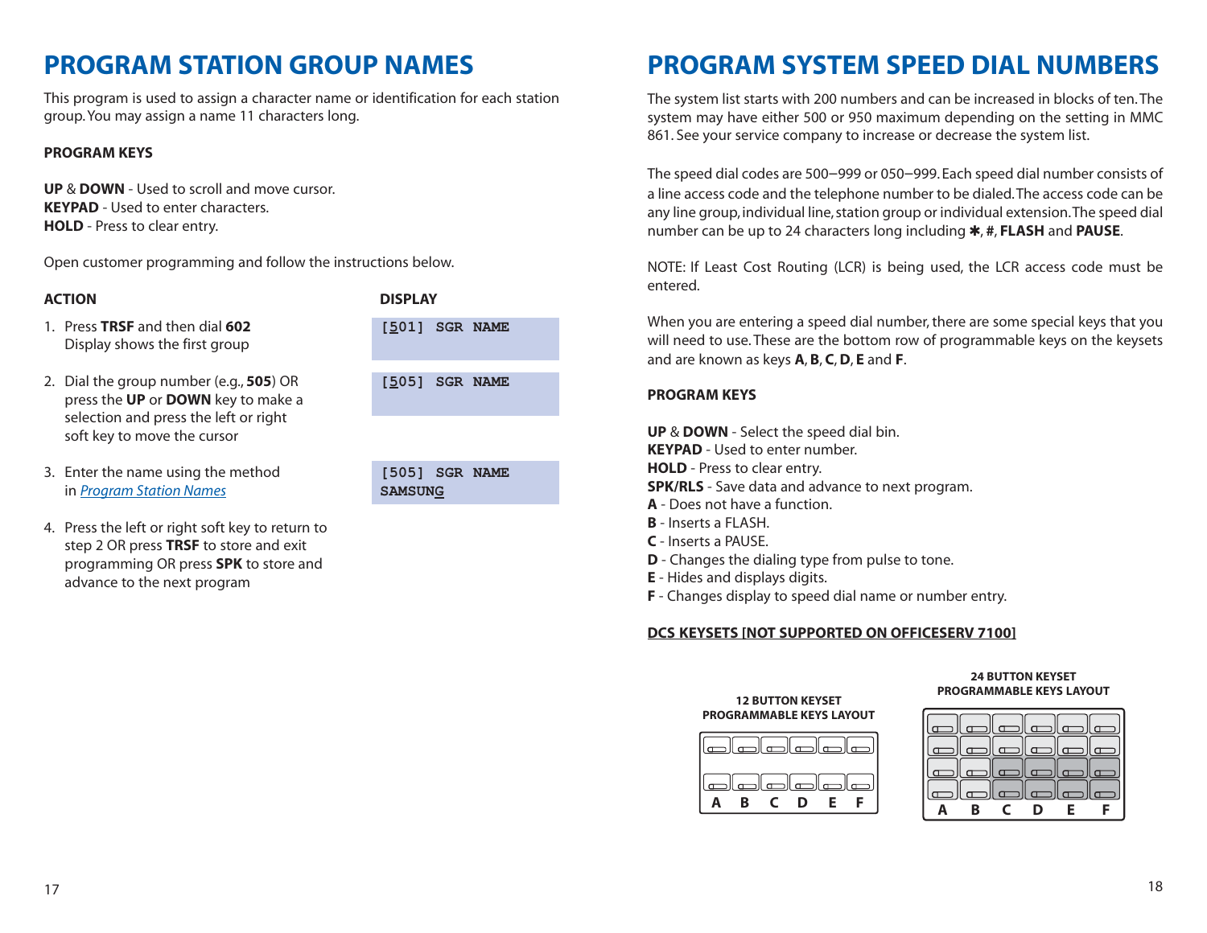# PROGRAM STATION GROUP NAMES

This program is used to assign a character name or identification for each station group. You may assign a name 11 characters long.

**PROGRAM KEYS**

**UP** & **DOWN** - Used to scroll and move cursor.
**KEYPAD** - Used to enter characters.
**HOLD** - Press to clear entry.

Open customer programming and follow the instructions below.

| ACTION | DISPLAY |
|---|---|
| 1. Press **TRSF** and then dial **602** Display shows the first group | [501] SGR NAME |
| 2. Dial the group number (e.g., **505**) OR press the **UP** or **DOWN** key to make a selection and press the left or right soft key to move the cursor | [505] SGR NAME |
| 3. Enter the name using the method in *Program Station Names* | [505] SGR NAME SAMSUNG |
| 4. Press the left or right soft key to return to step 2 OR press **TRSF** to store and exit programming OR press **SPK** to store and advance to the next program | |

# PROGRAM SYSTEM SPEED DIAL NUMBERS

The system list starts with 200 numbers and can be increased in blocks of ten. The system may have either 500 or 950 maximum depending on the setting in MMC 861. See your service company to increase or decrease the system list.

The speed dial codes are 500–999 or 050–999. Each speed dial number consists of a line access code and the telephone number to be dialed. The access code can be any line group, individual line, station group or individual extension. The speed dial number can be up to 24 characters long including ✱, **#**, **FLASH** and **PAUSE**.

NOTE: If Least Cost Routing (LCR) is being used, the LCR access code must be entered.

When you are entering a speed dial number, there are some special keys that you will need to use. These are the bottom row of programmable keys on the keysets and are known as keys **A**, **B**, **C**, **D**, **E** and **F**.

**PROGRAM KEYS**

**UP** & **DOWN** - Select the speed dial bin.
**KEYPAD** - Used to enter number.
**HOLD** - Press to clear entry.
**SPK/RLS** - Save data and advance to next program.
**A** - Does not have a function.
**B** - Inserts a FLASH.
**C** - Inserts a PAUSE.
**D** - Changes the dialing type from pulse to tone.
**E** - Hides and displays digits.
**F** - Changes display to speed dial name or number entry.

**DCS KEYSETS [NOT SUPPORTED ON OFFICESERV 7100]**

**12 BUTTON KEYSET PROGRAMMABLE KEYS LAYOUT**

A B C D E F

**24 BUTTON KEYSET PROGRAMMABLE KEYS LAYOUT**

A B C D E F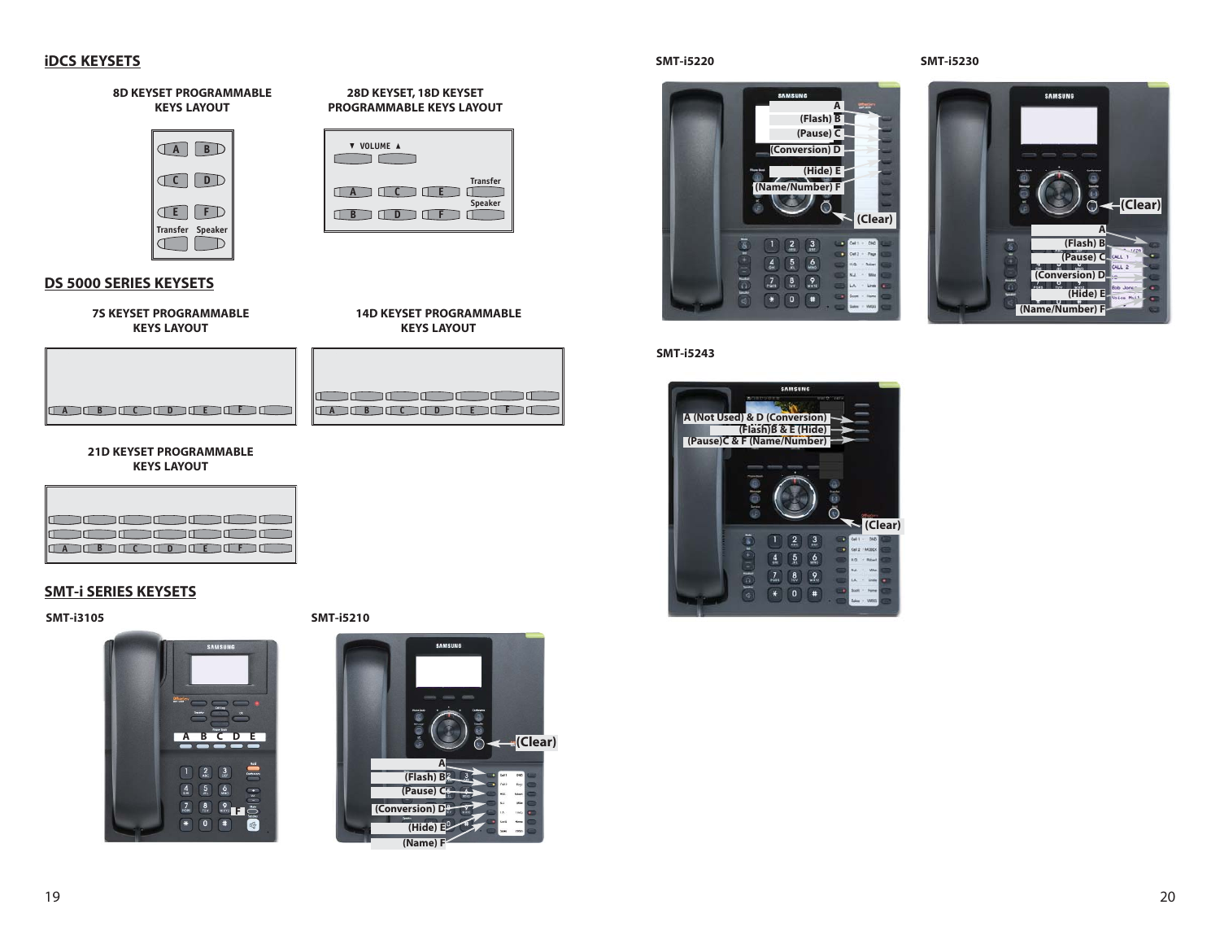## iDCS KEYSETS

**8D KEYSET PROGRAMMABLE KEYS LAYOUT**

A B
C D
E F
Transfer Speaker

**28D KEYSET, 18D KEYSET PROGRAMMABLE KEYS LAYOUT**

▼ VOLUME ▲

Transfer

A C E

Speaker

B D F

## DS 5000 SERIES KEYSETS

**7S KEYSET PROGRAMMABLE KEYS LAYOUT**

A B C D E F

**14D KEYSET PROGRAMMABLE KEYS LAYOUT**

A B C D E F

**21D KEYSET PROGRAMMABLE KEYS LAYOUT**

A B C D E F

## SMT-i SERIES KEYSETS

**SMT-i3105**

A B C D E

F

**SMT-i5210**

(Clear)

A
(Flash) B
(Pause) C
(Conversion) D
(Hide) E
(Name) F

**SMT-i5220**

A
(Flash) B
(Pause) C
(Conversion) D
(Hide) E
(Name/Number) F
(Clear)

**SMT-i5230**

(Clear)

A
(Flash) B
(Pause) C
(Conversion) D
(Hide) E
(Name/Number) F

**SMT-i5243**

A (Not Used) & D (Conversion)
(Flash)B & E (Hide)
(Pause)C & F (Name/Number)

(Clear)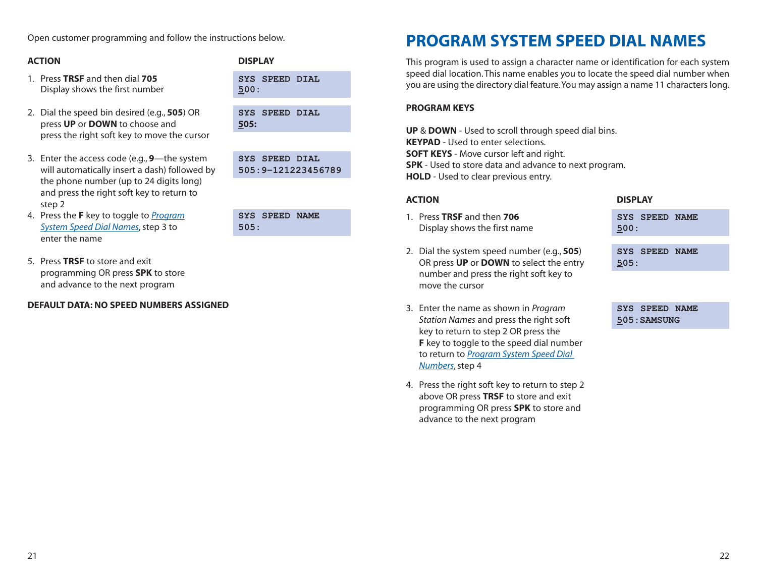Open customer programming and follow the instructions below.

| ACTION | DISPLAY |
|---|---|
| 1. Press **TRSF** and then dial **705**<br>Display shows the first number | SYS SPEED DIAL<br>500: |
| 2. Dial the speed bin desired (e.g., **505**) OR press **UP** or **DOWN** to choose and press the right soft key to move the cursor | SYS SPEED DIAL<br>**505:** |
| 3. Enter the access code (e.g., **9**—the system will automatically insert a dash) followed by the phone number (up to 24 digits long) and press the right soft key to return to step 2 | SYS SPEED DIAL<br>505:9–121223456789 |
| 4. Press the **F** key to toggle to *Program System Speed Dial Names*, step 3 to enter the name | SYS SPEED NAME<br>505: |
| 5. Press **TRSF** to store and exit programming OR press **SPK** to store and advance to the next program | |

**DEFAULT DATA: NO SPEED NUMBERS ASSIGNED**

# PROGRAM SYSTEM SPEED DIAL NAMES

This program is used to assign a character name or identification for each system speed dial location. This name enables you to locate the speed dial number when you are using the directory dial feature. You may assign a name 11 characters long.

**PROGRAM KEYS**

**UP** & **DOWN** - Used to scroll through speed dial bins.
**KEYPAD** - Used to enter selections.
**SOFT KEYS** - Move cursor left and right.
**SPK** - Used to store data and advance to next program.
**HOLD** - Used to clear previous entry.

| ACTION | DISPLAY |
|---|---|
| 1. Press **TRSF** and then **706**<br>Display shows the first name | SYS SPEED NAME<br>500: |
| 2. Dial the system speed number (e.g., **505**) OR press **UP** or **DOWN** to select the entry number and press the right soft key to move the cursor | SYS SPEED NAME<br>505: |
| 3. Enter the name as shown in *Program Station Names* and press the right soft key to return to step 2 OR press the **F** key to toggle to the speed dial number to return to *Program System Speed Dial Numbers*, step 4 | SYS SPEED NAME<br>505:SAMSUNG |
| 4. Press the right soft key to return to step 2 above OR press **TRSF** to store and exit programming OR press **SPK** to store and advance to the next program | |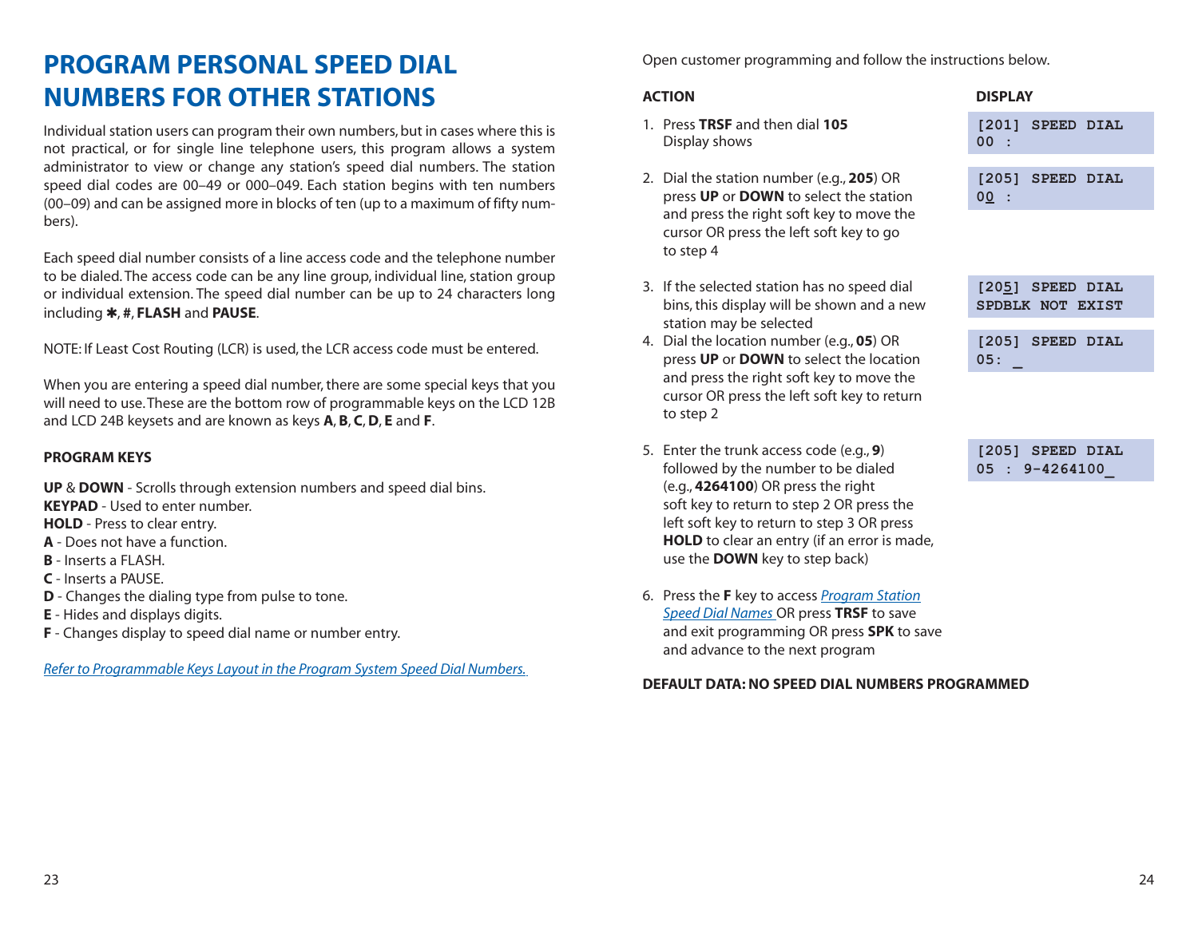# PROGRAM PERSONAL SPEED DIAL NUMBERS FOR OTHER STATIONS

Individual station users can program their own numbers, but in cases where this is not practical, or for single line telephone users, this program allows a system administrator to view or change any station's speed dial numbers. The station speed dial codes are 00–49 or 000–049. Each station begins with ten numbers (00–09) and can be assigned more in blocks of ten (up to a maximum of fifty numbers).

Each speed dial number consists of a line access code and the telephone number to be dialed. The access code can be any line group, individual line, station group or individual extension. The speed dial number can be up to 24 characters long including ✱, #, **FLASH** and **PAUSE**.

NOTE: If Least Cost Routing (LCR) is used, the LCR access code must be entered.

When you are entering a speed dial number, there are some special keys that you will need to use. These are the bottom row of programmable keys on the LCD 12B and LCD 24B keysets and are known as keys **A**, **B**, **C**, **D**, **E** and **F**.

**PROGRAM KEYS**

**UP** & **DOWN** - Scrolls through extension numbers and speed dial bins.
**KEYPAD** - Used to enter number.
**HOLD** - Press to clear entry.
**A** - Does not have a function.
**B** - Inserts a FLASH.
**C** - Inserts a PAUSE.
**D** - Changes the dialing type from pulse to tone.
**E** - Hides and displays digits.
**F** - Changes display to speed dial name or number entry.

*Refer to Programmable Keys Layout in the Program System Speed Dial Numbers.*

Open customer programming and follow the instructions below.

| ACTION | DISPLAY |
|---|---|
| 1. Press **TRSF** and then dial **105**<br>Display shows | `[201] SPEED DIAL`<br>`00 :` |
| 2. Dial the station number (e.g., **205**) OR press **UP** or **DOWN** to select the station and press the right soft key to move the cursor OR press the left soft key to go to step 4 | `[205] SPEED DIAL`<br>`00 :` |
| 3. If the selected station has no speed dial bins, this display will be shown and a new station may be selected | `[205] SPEED DIAL`<br>`SPDBLK NOT EXIST` |
| 4. Dial the location number (e.g., **05**) OR press **UP** or **DOWN** to select the location and press the right soft key to move the cursor OR press the left soft key to return to step 2 | `[205] SPEED DIAL`<br>`05: _` |
| 5. Enter the trunk access code (e.g., **9**) followed by the number to be dialed (e.g., **4264100**) OR press the right soft key to return to step 2 OR press the left soft key to return to step 3 OR press **HOLD** to clear an entry (if an error is made, use the **DOWN** key to step back) | `[205] SPEED DIAL`<br>`05 : 9-4264100_` |
| 6. Press the **F** key to access *Program Station Speed Dial Names* OR press **TRSF** to save and exit programming OR press **SPK** to save and advance to the next program | |

**DEFAULT DATA: NO SPEED DIAL NUMBERS PROGRAMMED**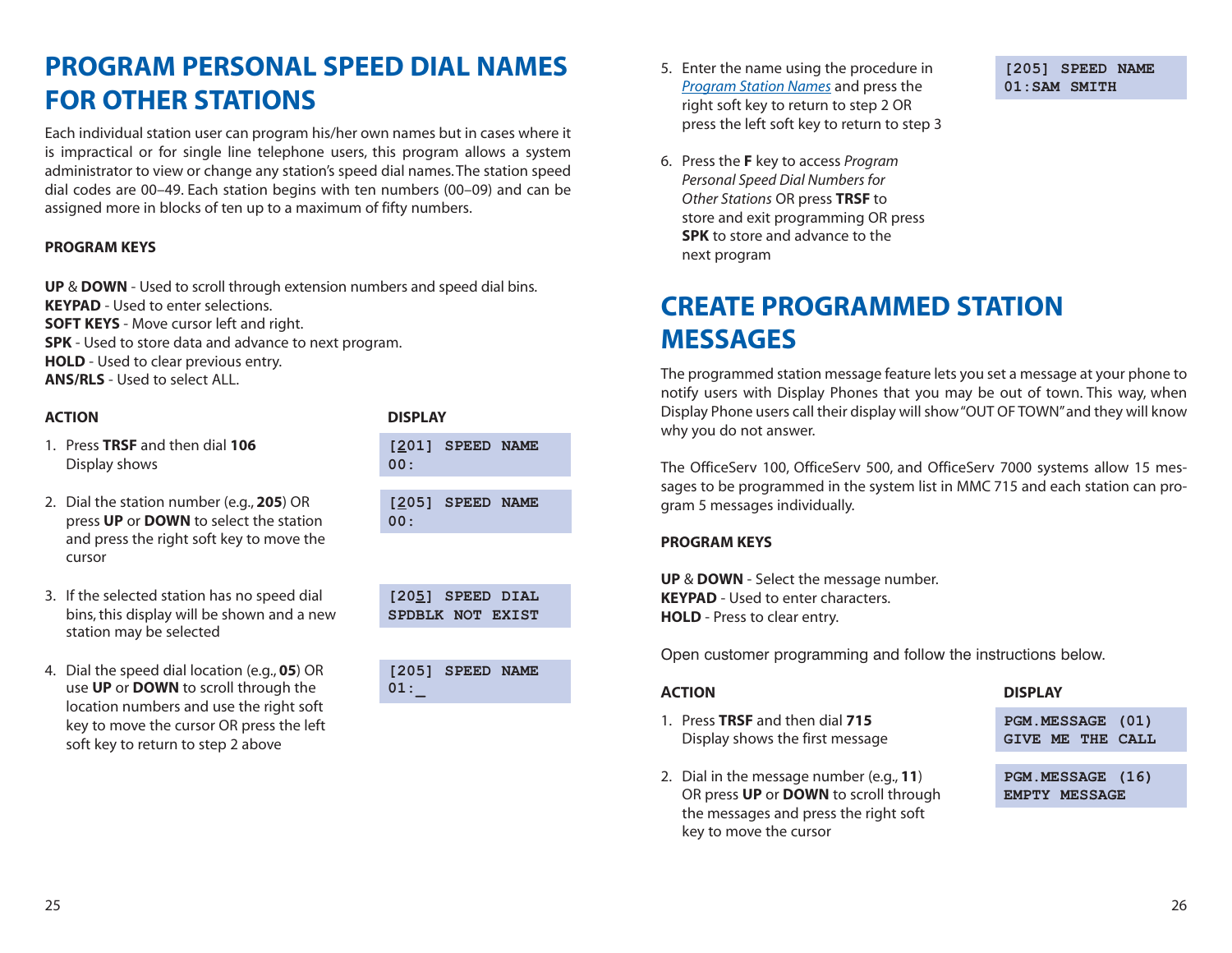# PROGRAM PERSONAL SPEED DIAL NAMES FOR OTHER STATIONS

Each individual station user can program his/her own names but in cases where it is impractical or for single line telephone users, this program allows a system administrator to view or change any station's speed dial names. The station speed dial codes are 00–49. Each station begins with ten numbers (00–09) and can be assigned more in blocks of ten up to a maximum of fifty numbers.

**PROGRAM KEYS**

**UP** & **DOWN** - Used to scroll through extension numbers and speed dial bins.
**KEYPAD** - Used to enter selections.
**SOFT KEYS** - Move cursor left and right.
**SPK** - Used to store data and advance to next program.
**HOLD** - Used to clear previous entry.
**ANS/RLS** - Used to select ALL.

| ACTION | DISPLAY |
|---|---|
| 1. Press **TRSF** and then dial **106** Display shows | [201] SPEED NAME<br>00: |
| 2. Dial the station number (e.g., **205**) OR press **UP** or **DOWN** to select the station and press the right soft key to move the cursor | [205] SPEED NAME<br>00: |
| 3. If the selected station has no speed dial bins, this display will be shown and a new station may be selected | [205] SPEED DIAL<br>SPDBLK NOT EXIST |
| 4. Dial the speed dial location (e.g., **05**) OR use **UP** or **DOWN** to scroll through the location numbers and use the right soft key to move the cursor OR press the left soft key to return to step 2 above | [205] SPEED NAME<br>01:_ |
| 5. Enter the name using the procedure in *Program Station Names* and press the right soft key to return to step 2 OR press the left soft key to return to step 3 | [205] SPEED NAME<br>01:SAM SMITH |
| 6. Press the **F** key to access *Program Personal Speed Dial Numbers for Other Stations* OR press **TRSF** to store and exit programming OR press **SPK** to store and advance to the next program | |

# CREATE PROGRAMMED STATION MESSAGES

The programmed station message feature lets you set a message at your phone to notify users with Display Phones that you may be out of town. This way, when Display Phone users call their display will show "OUT OF TOWN" and they will know why you do not answer.

The OfficeServ 100, OfficeServ 500, and OfficeServ 7000 systems allow 15 messages to be programmed in the system list in MMC 715 and each station can program 5 messages individually.

**PROGRAM KEYS**

**UP** & **DOWN** - Select the message number.
**KEYPAD** - Used to enter characters.
**HOLD** - Press to clear entry.

Open customer programming and follow the instructions below.

| ACTION | DISPLAY |
|---|---|
| 1. Press **TRSF** and then dial **715** Display shows the first message | PGM.MESSAGE (01)<br>GIVE ME THE CALL |
| 2. Dial in the message number (e.g., **11**) OR press **UP** or **DOWN** to scroll through the messages and press the right soft key to move the cursor | PGM.MESSAGE (16)<br>EMPTY MESSAGE |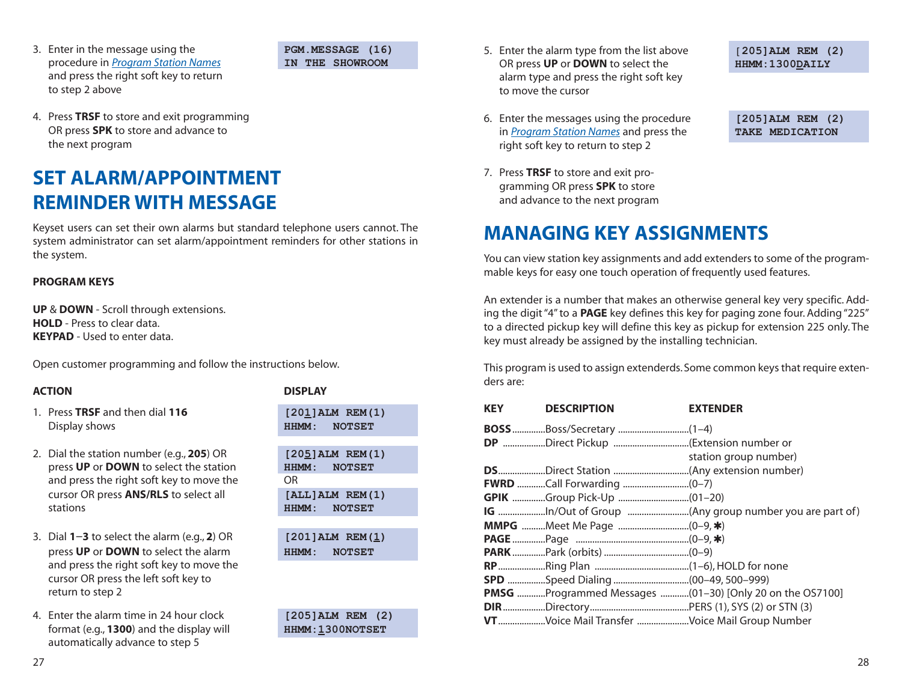3. Enter in the message using the procedure in *Program Station Names* and press the right soft key to return to step 2 above

```
PGM.MESSAGE (16)
IN THE SHOWROOM
```

4. Press **TRSF** to store and exit programming OR press **SPK** to store and advance to the next program

# SET ALARM/APPOINTMENT REMINDER WITH MESSAGE

Keyset users can set their own alarms but standard telephone users cannot. The system administrator can set alarm/appointment reminders for other stations in the system.

**PROGRAM KEYS**

**UP** & **DOWN** - Scroll through extensions.
**HOLD** - Press to clear data.
**KEYPAD** - Used to enter data.

Open customer programming and follow the instructions below.

| ACTION | DISPLAY |
|---|---|
| 1. Press **TRSF** and then dial **116** Display shows | `[201]ALM REM(1)` `HHMM: NOTSET` |
| 2. Dial the station number (e.g., **205**) OR press **UP** or **DOWN** to select the station and press the right soft key to move the cursor OR press **ANS/RLS** to select all stations | `[205]ALM REM(1)` `HHMM: NOTSET` OR `[ALL]ALM REM(1)` `HHMM: NOTSET` |
| 3. Dial **1**–**3** to select the alarm (e.g., **2**) OR press **UP** or **DOWN** to select the alarm and press the right soft key to move the cursor OR press the left soft key to return to step 2 | `[201]ALM REM(1)` `HHMM: NOTSET` |
| 4. Enter the alarm time in 24 hour clock format (e.g., **1300**) and the display will automatically advance to step 5 | `[205]ALM REM (2)` `HHMM:1300NOTSET` |
| 5. Enter the alarm type from the list above OR press **UP** or **DOWN** to select the alarm type and press the right soft key to move the cursor | `[205]ALM REM (2)` `HHMM:1300DAILY` |
| 6. Enter the messages using the procedure in *Program Station Names* and press the right soft key to return to step 2 | `[205]ALM REM (2)` `TAKE MEDICATION` |
| 7. Press **TRSF** to store and exit programming OR press **SPK** to store and advance to the next program | |

# MANAGING KEY ASSIGNMENTS

You can view station key assignments and add extenders to some of the programmable keys for easy one touch operation of frequently used features.

An extender is a number that makes an otherwise general key very specific. Adding the digit "4" to a **PAGE** key defines this key for paging zone four. Adding "225" to a directed pickup key will define this key as pickup for extension 225 only. The key must already be assigned by the installing technician.

This program is used to assign extenderds. Some common keys that require extenders are:

| KEY | DESCRIPTION | EXTENDER |
|---|---|---|
| **BOSS** | Boss/Secretary | (1–4) |
| **DP** | Direct Pickup | (Extension number or station group number) |
| **DS** | Direct Station | (Any extension number) |
| **FWRD** | Call Forwarding | (0–7) |
| **GPIK** | Group Pick-Up | (01–20) |
| **IG** | In/Out of Group | (Any group number you are part of) |
| **MMPG** | Meet Me Page | (0–9, ✱) |
| **PAGE** | Page | (0–9, ✱) |
| **PARK** | Park (orbits) | (0–9) |
| **RP** | Ring Plan | (1–6), HOLD for none |
| **SPD** | Speed Dialing | (00–49, 500–999) |
| **PMSG** | Programmed Messages | (01–30) [Only 20 on the OS7100] |
| **DIR** | Directory | PERS (1), SYS (2) or STN (3) |
| **VT** | Voice Mail Transfer | Voice Mail Group Number |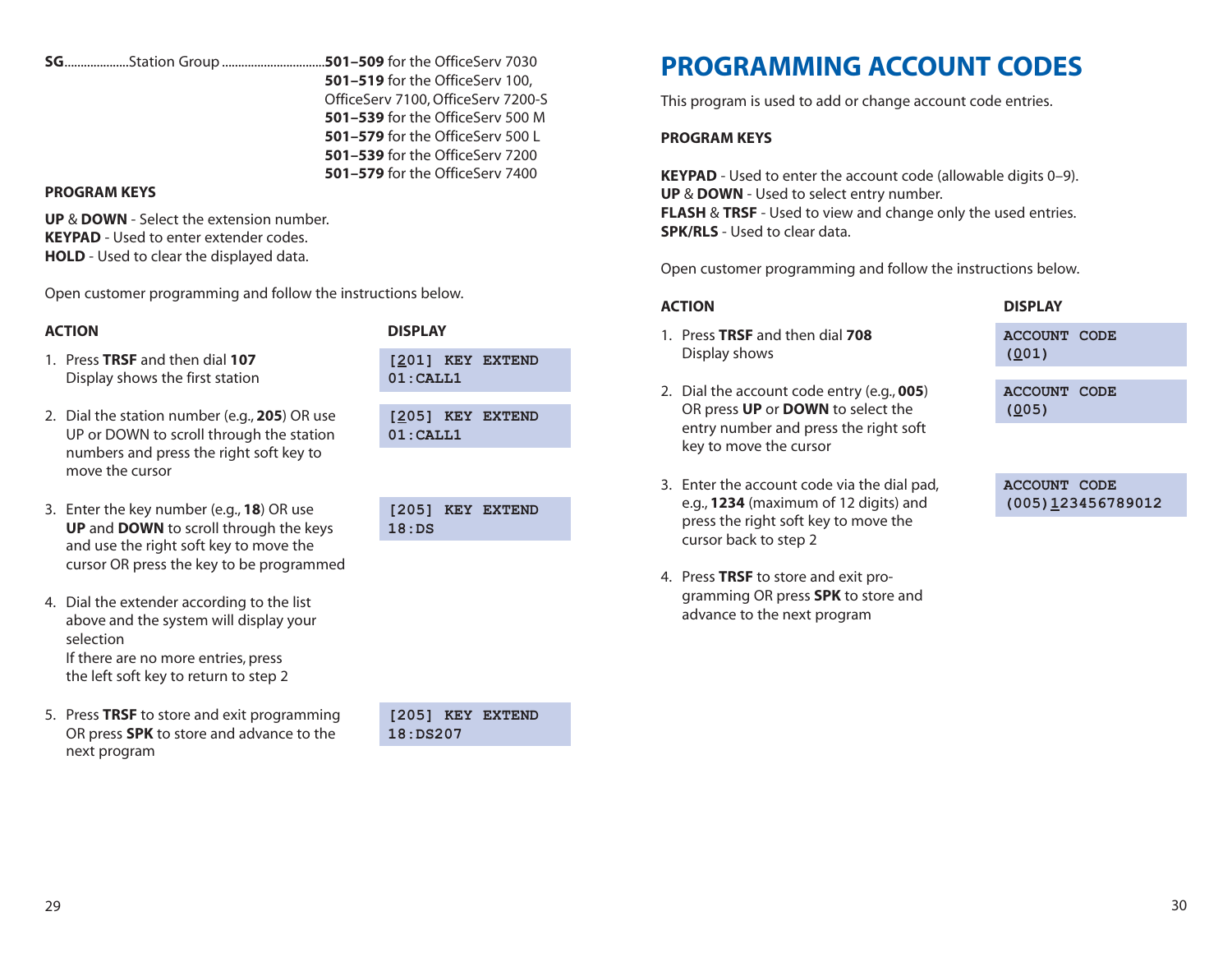**SG**....................Station Group ................................**501–509** for the OfficeServ 7030
**501–519** for the OfficeServ 100, OfficeServ 7100, OfficeServ 7200-S
**501–539** for the OfficeServ 500 M
**501–579** for the OfficeServ 500 L
**501–539** for the OfficeServ 7200
**501–579** for the OfficeServ 7400

**PROGRAM KEYS**

**UP** & **DOWN** - Select the extension number.
**KEYPAD** - Used to enter extender codes.
**HOLD** - Used to clear the displayed data.

Open customer programming and follow the instructions below.

| ACTION | DISPLAY |
|---|---|
| 1. Press **TRSF** and then dial **107**<br>Display shows the first station | [201] KEY EXTEND<br>01:CALL1 |
| 2. Dial the station number (e.g., **205**) OR use UP or DOWN to scroll through the station numbers and press the right soft key to move the cursor | [205] KEY EXTEND<br>01:CALL1 |
| 3. Enter the key number (e.g., **18**) OR use **UP** and **DOWN** to scroll through the keys and use the right soft key to move the cursor OR press the key to be programmed | [205] KEY EXTEND<br>18:DS |
| 4. Dial the extender according to the list above and the system will display your selection<br>If there are no more entries, press the left soft key to return to step 2 | |
| 5. Press **TRSF** to store and exit programming OR press **SPK** to store and advance to the next program | [205] KEY EXTEND<br>18:DS207 |

# PROGRAMMING ACCOUNT CODES

This program is used to add or change account code entries.

**PROGRAM KEYS**

**KEYPAD** - Used to enter the account code (allowable digits 0–9).
**UP** & **DOWN** - Used to select entry number.
**FLASH** & **TRSF** - Used to view and change only the used entries.
**SPK/RLS** - Used to clear data.

Open customer programming and follow the instructions below.

| ACTION | DISPLAY |
|---|---|
| 1. Press **TRSF** and then dial **708**<br>Display shows | ACCOUNT CODE<br>(001) |
| 2. Dial the account code entry (e.g., **005**) OR press **UP** or **DOWN** to select the entry number and press the right soft key to move the cursor | ACCOUNT CODE<br>(005) |
| 3. Enter the account code via the dial pad, e.g., **1234** (maximum of 12 digits) and press the right soft key to move the cursor back to step 2 | ACCOUNT CODE<br>(005)123456789012 |
| 4. Press **TRSF** to store and exit programming OR press **SPK** to store and advance to the next program | |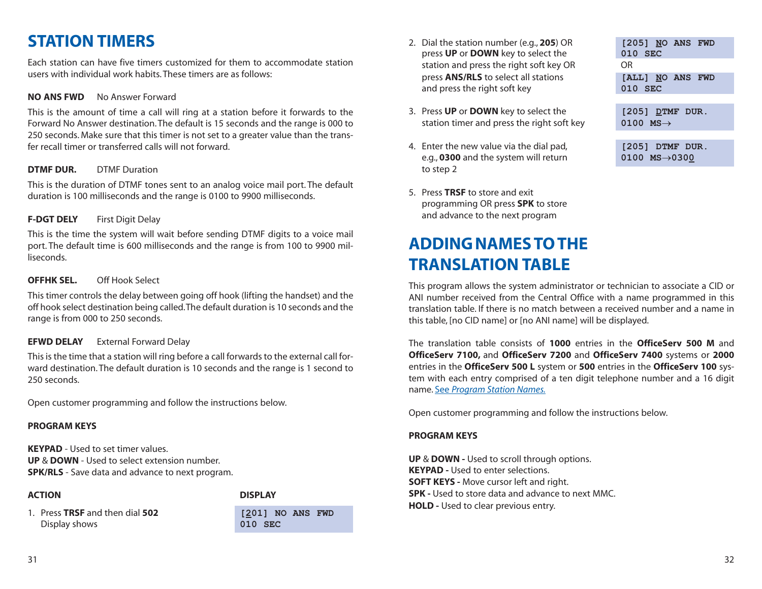# STATION TIMERS

Each station can have five timers customized for them to accommodate station users with individual work habits. These timers are as follows:

**NO ANS FWD** No Answer Forward

This is the amount of time a call will ring at a station before it forwards to the Forward No Answer destination. The default is 15 seconds and the range is 000 to 250 seconds. Make sure that this timer is not set to a greater value than the transfer recall timer or transferred calls will not forward.

**DTMF DUR.** DTMF Duration

This is the duration of DTMF tones sent to an analog voice mail port. The default duration is 100 milliseconds and the range is 0100 to 9900 milliseconds.

**F-DGT DELY** First Digit Delay

This is the time the system will wait before sending DTMF digits to a voice mail port. The default time is 600 milliseconds and the range is from 100 to 9900 milliseconds.

**OFFHK SEL.** Off Hook Select

This timer controls the delay between going off hook (lifting the handset) and the off hook select destination being called. The default duration is 10 seconds and the range is from 000 to 250 seconds.

**EFWD DELAY** External Forward Delay

This is the time that a station will ring before a call forwards to the external call forward destination. The default duration is 10 seconds and the range is 1 second to 250 seconds.

Open customer programming and follow the instructions below.

**PROGRAM KEYS**

**KEYPAD** - Used to set timer values.
**UP** & **DOWN** - Used to select extension number.
**SPK/RLS** - Save data and advance to next program.

| ACTION | DISPLAY |
|---|---|
| 1. Press **TRSF** and then dial **502** Display shows | [201] NO ANS FWD 010 SEC |
| 2. Dial the station number (e.g., **205**) OR press **UP** or **DOWN** key to select the station and press the right soft key OR press **ANS/RLS** to select all stations and press the right soft key | [205] NO ANS FWD 010 SEC OR [ALL] NO ANS FWD 010 SEC |
| 3. Press **UP** or **DOWN** key to select the station timer and press the right soft key | [205] DTMF DUR. 0100 MS→ |
| 4. Enter the new value via the dial pad, e.g., **0300** and the system will return to step 2 | [205] DTMF DUR. 0100 MS→0300 |
| 5. Press **TRSF** to store and exit programming OR press **SPK** to store and advance to the next program | |

# ADDING NAMES TO THE TRANSLATION TABLE

This program allows the system administrator or technician to associate a CID or ANI number received from the Central Office with a name programmed in this translation table. If there is no match between a received number and a name in this table, [no CID name] or [no ANI name] will be displayed.

The translation table consists of **1000** entries in the **OfficeServ 500 M** and **OfficeServ 7100,** and **OfficeServ 7200** and **OfficeServ 7400** systems or **2000** entries in the **OfficeServ 500 L** system or **500** entries in the **OfficeServ 100** system with each entry comprised of a ten digit telephone number and a 16 digit name. See *Program Station Names.*

Open customer programming and follow the instructions below.

**PROGRAM KEYS**

**UP** & **DOWN -** Used to scroll through options.
**KEYPAD -** Used to enter selections.
**SOFT KEYS -** Move cursor left and right.
**SPK -** Used to store data and advance to next MMC.
**HOLD -** Used to clear previous entry.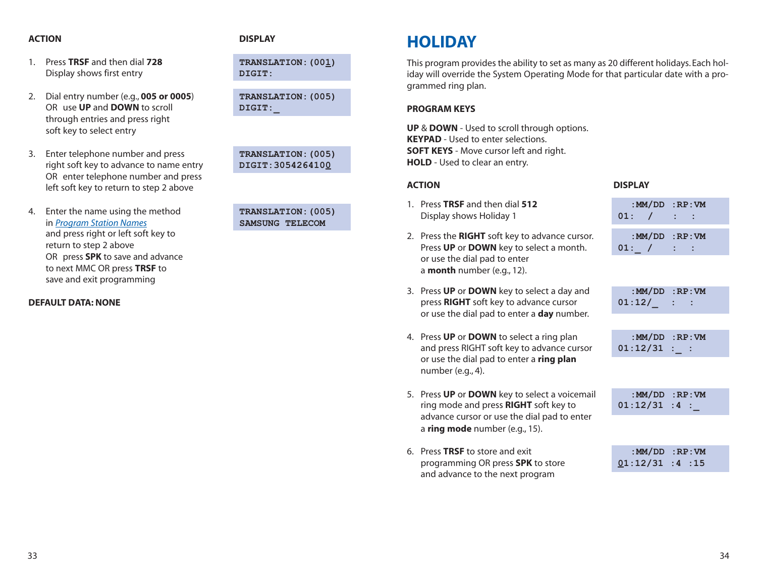| ACTION | DISPLAY |
| --- | --- |
| 1. Press **TRSF** and then dial **728** Display shows first entry | TRANSLATION:(001) DIGIT: |
| 2. Dial entry number (e.g., **005 or 0005**) OR use **UP** and **DOWN** to scroll through entries and press right soft key to select entry | TRANSLATION:(005) DIGIT:_ |
| 3. Enter telephone number and press right soft key to advance to name entry OR enter telephone number and press left soft key to return to step 2 above | TRANSLATION:(005) DIGIT:3054264100 |
| 4. Enter the name using the method in *Program Station Names* and press right or left soft key to return to step 2 above OR press **SPK** to save and advance to next MMC OR press **TRSF** to save and exit programming | TRANSLATION:(005) SAMSUNG TELECOM |

**DEFAULT DATA: NONE**

# HOLIDAY

This program provides the ability to set as many as 20 different holidays. Each holiday will override the System Operating Mode for that particular date with a programmed ring plan.

**PROGRAM KEYS**

**UP** & **DOWN** - Used to scroll through options.
**KEYPAD** - Used to enter selections.
**SOFT KEYS** - Move cursor left and right.
**HOLD** - Used to clear an entry.

| ACTION | DISPLAY |
| --- | --- |
| 1. Press **TRSF** and then dial **512** Display shows Holiday 1 | :MM/DD :RP:VM 01: / : : |
| 2. Press the **RIGHT** soft key to advance cursor. Press **UP** or **DOWN** key to select a month. or use the dial pad to enter a **month** number (e.g., 12). | :MM/DD :RP:VM 01:_ / : : |
| 3. Press **UP** or **DOWN** key to select a day and press **RIGHT** soft key to advance cursor or use the dial pad to enter a **day** number. | :MM/DD :RP:VM 01:12/_ : : |
| 4. Press **UP** or **DOWN** to select a ring plan and press RIGHT soft key to advance cursor or use the dial pad to enter a **ring plan** number (e.g., 4). | :MM/DD :RP:VM 01:12/31 :_ : |
| 5. Press **UP** or **DOWN** key to select a voicemail ring mode and press **RIGHT** soft key to advance cursor or use the dial pad to enter a **ring mode** number (e.g., 15). | :MM/DD :RP:VM 01:12/31 :4 :_ |
| 6. Press **TRSF** to store and exit programming OR press **SPK** to store and advance to the next program | :MM/DD :RP:VM 01:12/31 :4 :15 |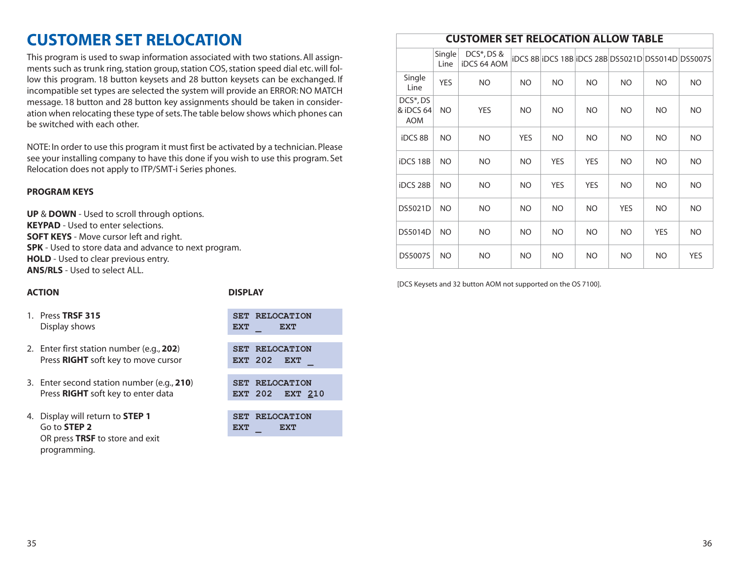# CUSTOMER SET RELOCATION

This program is used to swap information associated with two stations. All assignments such as trunk ring, station group, station COS, station speed dial etc. will follow this program. 18 button keysets and 28 button keysets can be exchanged. If incompatible set types are selected the system will provide an ERROR: NO MATCH message. 18 button and 28 button key assignments should be taken in consideration when relocating these type of sets. The table below shows which phones can be switched with each other.

NOTE: In order to use this program it must first be activated by a technician. Please see your installing company to have this done if you wish to use this program. Set Relocation does not apply to ITP/SMT-i Series phones.

**PROGRAM KEYS**

**UP** & **DOWN** - Used to scroll through options.
**KEYPAD** - Used to enter selections.
**SOFT KEYS** - Move cursor left and right.
**SPK** - Used to store data and advance to next program.
**HOLD** - Used to clear previous entry.
**ANS/RLS** - Used to select ALL.

| ACTION | DISPLAY |
|---|---|
| 1. Press **TRSF 315**<br>Display shows | SET RELOCATION<br>EXT _ EXT |
| 2. Enter first station number (e.g., **202**)<br>Press **RIGHT** soft key to move cursor | SET RELOCATION<br>EXT 202 EXT _ |
| 3. Enter second station number (e.g., **210**)<br>Press **RIGHT** soft key to enter data | SET RELOCATION<br>EXT 202 EXT 210 |
| 4. Display will return to **STEP 1**<br>Go to **STEP 2**<br>OR press **TRSF** to store and exit programming. | SET RELOCATION<br>EXT _ EXT |

**CUSTOMER SET RELOCATION ALLOW TABLE**

| | Single Line | DCS*, DS & iDCS 64 AOM | iDCS 8B | iDCS 18B | iDCS 28B | DS5021D | DS5014D | DS5007S |
|---|---|---|---|---|---|---|---|---|
| Single Line | YES | NO | NO | NO | NO | NO | NO | NO |
| DCS*, DS & iDCS 64 AOM | NO | YES | NO | NO | NO | NO | NO | NO |
| iDCS 8B | NO | NO | YES | NO | NO | NO | NO | NO |
| iDCS 18B | NO | NO | NO | YES | YES | NO | NO | NO |
| iDCS 28B | NO | NO | NO | YES | YES | NO | NO | NO |
| DS5021D | NO | NO | NO | NO | NO | YES | NO | NO |
| DS5014D | NO | NO | NO | NO | NO | NO | YES | NO |
| DS5007S | NO | NO | NO | NO | NO | NO | NO | YES |

[DCS Keysets and 32 button AOM not supported on the OS 7100].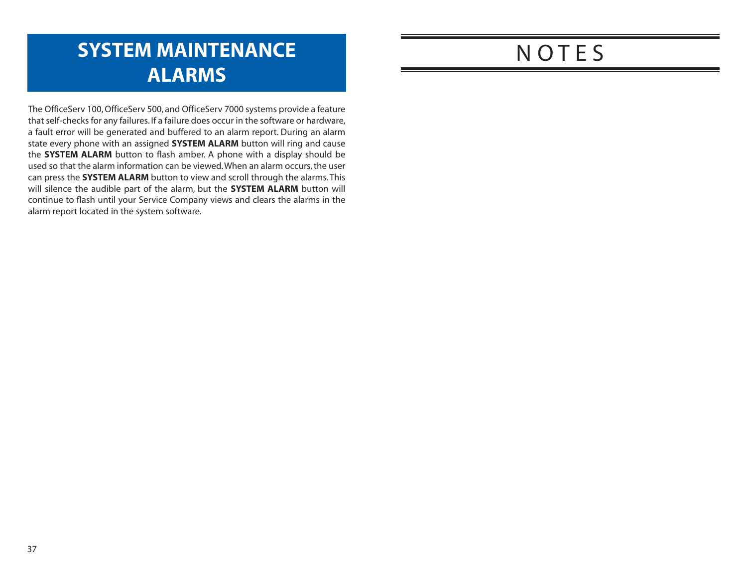# SYSTEM MAINTENANCE ALARMS

The OfficeServ 100, OfficeServ 500, and OfficeServ 7000 systems provide a feature that self-checks for any failures. If a failure does occur in the software or hardware, a fault error will be generated and buffered to an alarm report. During an alarm state every phone with an assigned **SYSTEM ALARM** button will ring and cause the **SYSTEM ALARM** button to flash amber. A phone with a display should be used so that the alarm information can be viewed. When an alarm occurs, the user can press the **SYSTEM ALARM** button to view and scroll through the alarms. This will silence the audible part of the alarm, but the **SYSTEM ALARM** button will continue to flash until your Service Company views and clears the alarms in the alarm report located in the system software.

# NOTES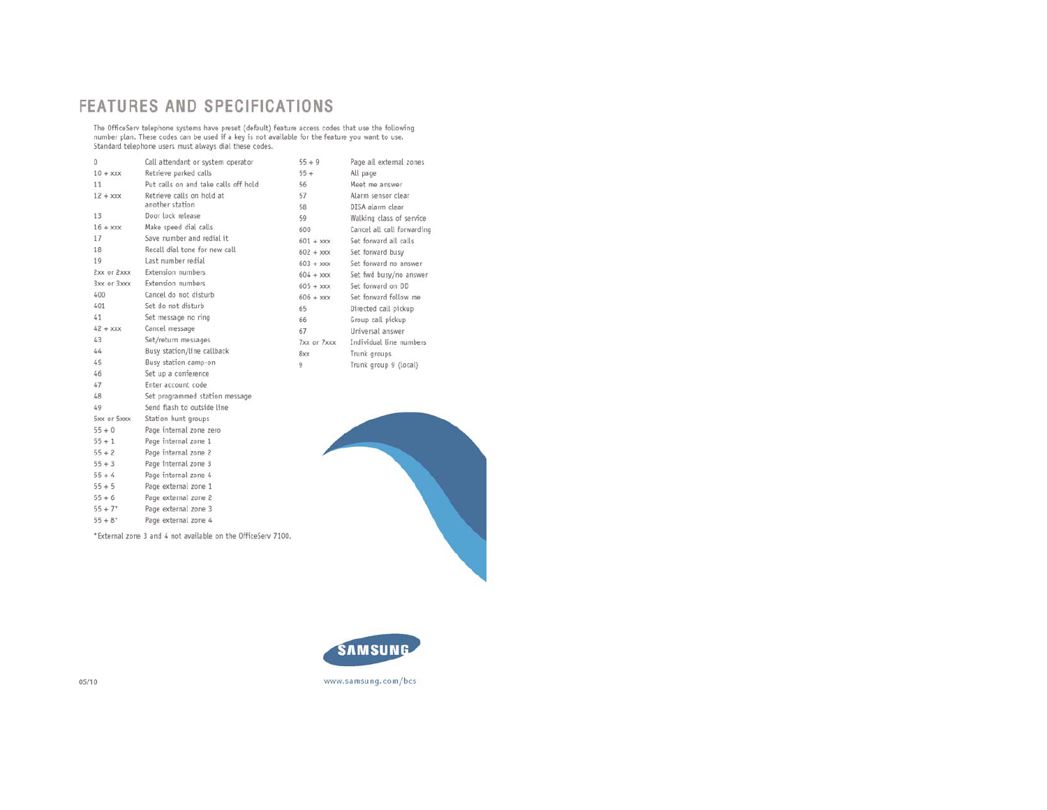# FEATURES AND SPECIFICATIONS

The OfficeServ telephone systems have preset (default) feature access codes that use the following number plan. These codes can be used if a key is not available for the feature you want to use. Standard telephone users must always dial these codes.

| | |
|---|---|
| 0 | Call attendant or system operator |
| 10 + xxx | Retrieve parked calls |
| 11 | Put calls on and take calls off hold |
| 12 + xxx | Retrieve calls on hold at another station |
| 13 | Door lock release |
| 16 + xxx | Make speed dial calls |
| 17 | Save number and redial it |
| 18 | Recall dial tone for new call |
| 19 | Last number redial |
| 2xx or 2xxx | Extension numbers |
| 3xx or 3xxx | Extension numbers |
| 400 | Cancel do not disturb |
| 401 | Set do not disturb |
| 41 | Set message no ring |
| 42 + xxx | Cancel message |
| 43 | Set/return messages |
| 44 | Busy station/line callback |
| 45 | Busy station camp-on |
| 46 | Set up a conference |
| 47 | Enter account code |
| 48 | Set programmed station message |
| 49 | Send flash to outside line |
| 5xx or 5xxx | Station hunt groups |
| 55 + 0 | Page internal zone zero |
| 55 + 1 | Page internal zone 1 |
| 55 + 2 | Page internal zone 2 |
| 55 + 3 | Page internal zone 3 |
| 55 + 4 | Page internal zone 4 |
| 55 + 5 | Page external zone 1 |
| 55 + 6 | Page external zone 2 |
| 55 + 7* | Page external zone 3 |
| 55 + 8* | Page external zone 4 |
| 55 + 9 | Page all external zones |
| 55 + | All page |
| 56 | Meet me answer |
| 57 | Alarm sensor clear |
| 58 | DISA alarm clear |
| 59 | Walking class of service |
| 600 | Cancel all call forwarding |
| 601 + xxx | Set forward all calls |
| 602 + xxx | Set forward busy |
| 603 + xxx | Set forward no answer |
| 604 + xxx | Set fwd busy/no answer |
| 605 + xxx | Set forward on DD |
| 606 + xxx | Set forward follow me |
| 65 | Directed call pickup |
| 66 | Group call pickup |
| 67 | Universal answer |
| 7xx or 7xxx | Individual line numbers |
| 8xx | Trunk groups |
| 9 | Trunk group 9 (local) |

*External zone 3 and 4 not available on the OfficeServ 7100.

SAMSUNG

www.samsung.com/bcs

05/10